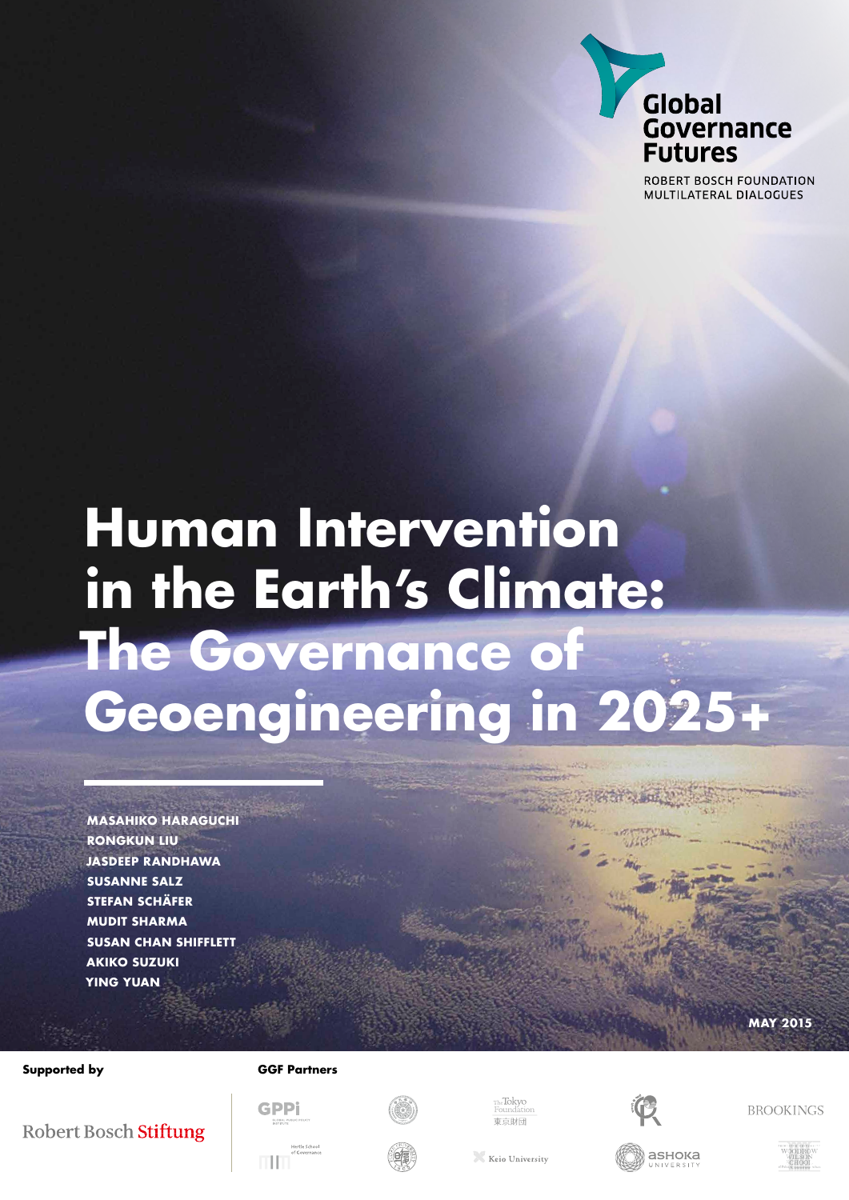Global Governance Futures

ROBERT BOSCH FOUNDATION MULTILATERAL DIALOGUES

# Human Intervention in the Earth's Climate: The Governance of Geoengineering in 2025+

**MASAHIKO HARAGUCHI**
**RONGKUN LIU**
**JASDEEP RANDHAWA**
**SUSANNE SALZ**
**STEFAN SCHÄFER**
**MUDIT SHARMA**
**SUSAN CHAN SHIFFLETT**
**AKIKO SUZUKI**
**YING YUAN**

**MAY 2015**

**Supported by**

Robert Bosch Stiftung

**GGF Partners**

GPPi

Hertie School of Governance

The Tokyo Foundation 東京財団

Keio University

Ashoka University

BROOKINGS

Woodrow Wilson School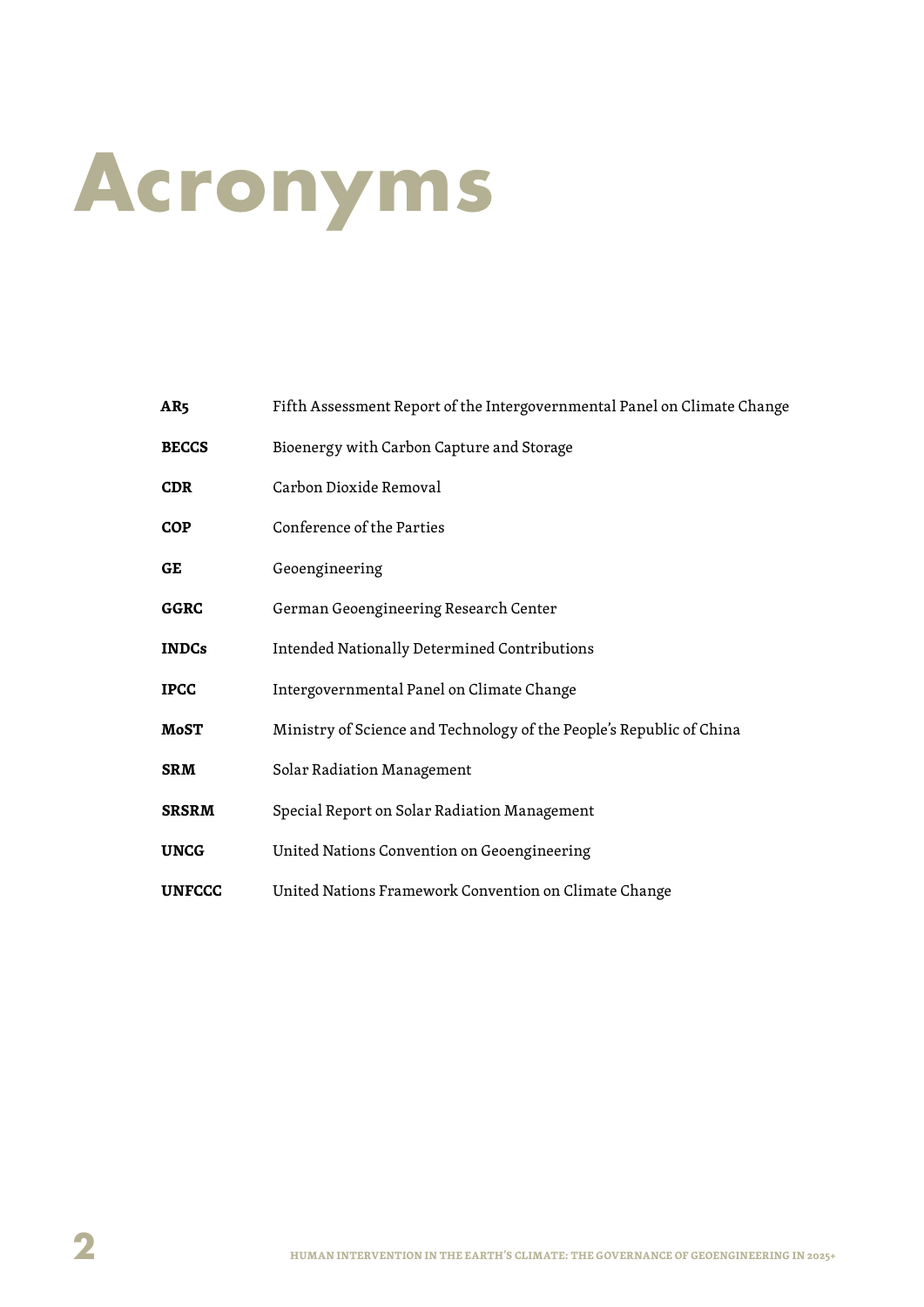# Acronyms

| | |
|---|---|
| **AR5** | Fifth Assessment Report of the Intergovernmental Panel on Climate Change |
| **BECCS** | Bioenergy with Carbon Capture and Storage |
| **CDR** | Carbon Dioxide Removal |
| **COP** | Conference of the Parties |
| **GE** | Geoengineering |
| **GGRC** | German Geoengineering Research Center |
| **INDCs** | Intended Nationally Determined Contributions |
| **IPCC** | Intergovernmental Panel on Climate Change |
| **MoST** | Ministry of Science and Technology of the People's Republic of China |
| **SRM** | Solar Radiation Management |
| **SRSRM** | Special Report on Solar Radiation Management |
| **UNCG** | United Nations Convention on Geoengineering |
| **UNFCCC** | United Nations Framework Convention on Climate Change |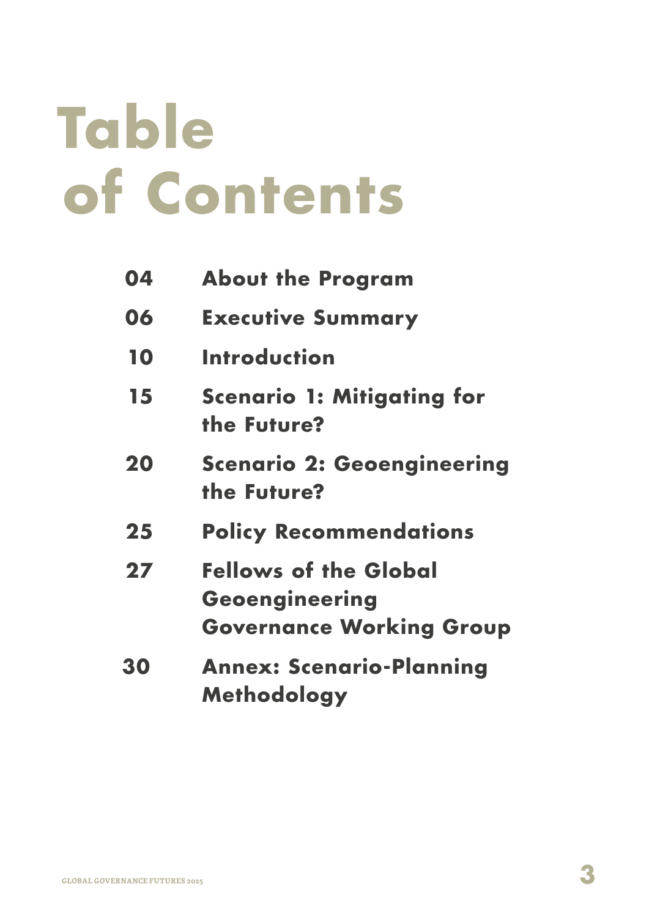# Table of Contents

| | |
|---|---|
| 04 | About the Program |
| 06 | Executive Summary |
| 10 | Introduction |
| 15 | Scenario 1: Mitigating for the Future? |
| 20 | Scenario 2: Geoengineering the Future? |
| 25 | Policy Recommendations |
| 27 | Fellows of the Global Geoengineering Governance Working Group |
| 30 | Annex: Scenario-Planning Methodology |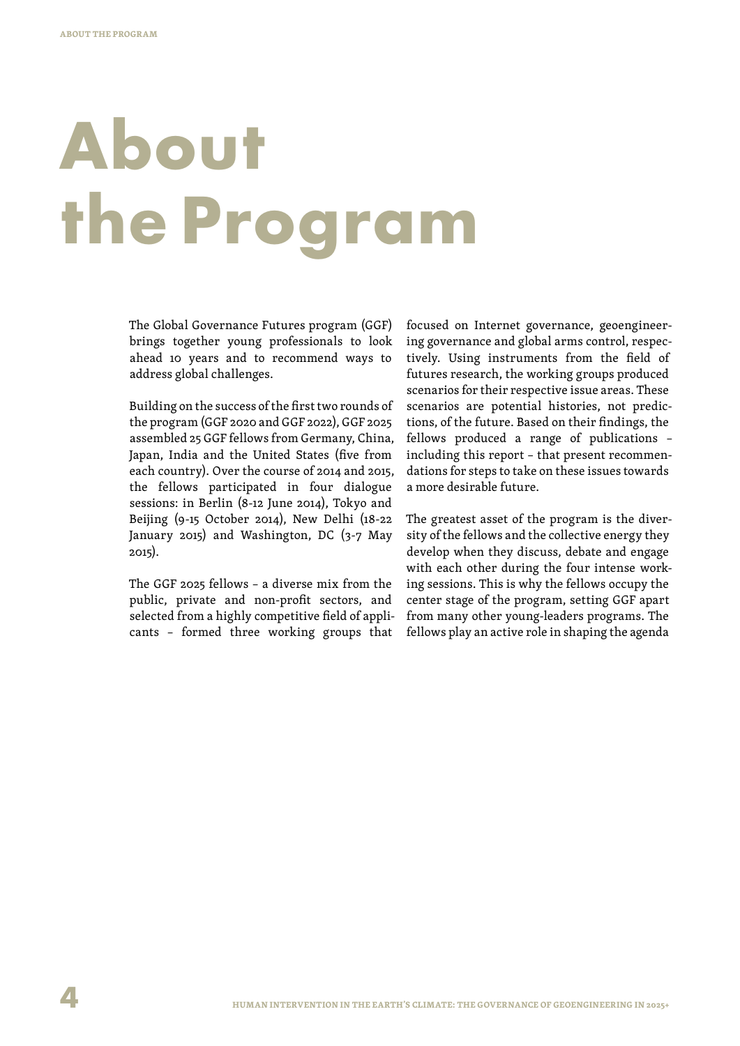# About the Program

The Global Governance Futures program (GGF) brings together young professionals to look ahead 10 years and to recommend ways to address global challenges.

Building on the success of the first two rounds of the program (GGF 2020 and GGF 2022), GGF 2025 assembled 25 GGF fellows from Germany, China, Japan, India and the United States (five from each country). Over the course of 2014 and 2015, the fellows participated in four dialogue sessions: in Berlin (8-12 June 2014), Tokyo and Beijing (9-15 October 2014), New Delhi (18-22 January 2015) and Washington, DC (3-7 May 2015).

The GGF 2025 fellows – a diverse mix from the public, private and non-profit sectors, and selected from a highly competitive field of applicants – formed three working groups that focused on Internet governance, geoengineering governance and global arms control, respectively. Using instruments from the field of futures research, the working groups produced scenarios for their respective issue areas. These scenarios are potential histories, not predictions, of the future. Based on their findings, the fellows produced a range of publications – including this report – that present recommendations for steps to take on these issues towards a more desirable future.

The greatest asset of the program is the diversity of the fellows and the collective energy they develop when they discuss, debate and engage with each other during the four intense working sessions. This is why the fellows occupy the center stage of the program, setting GGF apart from many other young-leaders programs. The fellows play an active role in shaping the agenda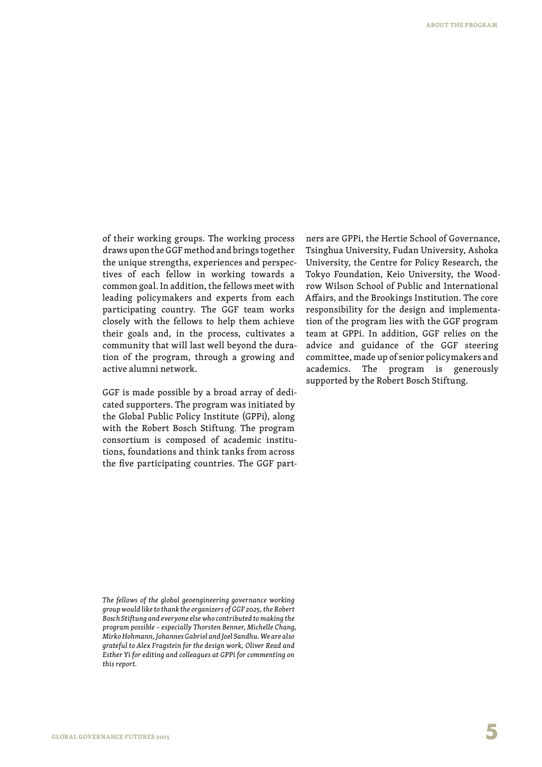of their working groups. The working process draws upon the GGF method and brings together the unique strengths, experiences and perspectives of each fellow in working towards a common goal. In addition, the fellows meet with leading policymakers and experts from each participating country. The GGF team works closely with the fellows to help them achieve their goals and, in the process, cultivates a community that will last well beyond the duration of the program, through a growing and active alumni network.

GGF is made possible by a broad array of dedicated supporters. The program was initiated by the Global Public Policy Institute (GPPi), along with the Robert Bosch Stiftung. The program consortium is composed of academic institutions, foundations and think tanks from across the five participating countries. The GGF partners are GPPi, the Hertie School of Governance, Tsinghua University, Fudan University, Ashoka University, the Centre for Policy Research, the Tokyo Foundation, Keio University, the Woodrow Wilson School of Public and International Affairs, and the Brookings Institution. The core responsibility for the design and implementation of the program lies with the GGF program team at GPPi. In addition, GGF relies on the advice and guidance of the GGF steering committee, made up of senior policymakers and academics. The program is generously supported by the Robert Bosch Stiftung.

*The fellows of the global geoengineering governance working group would like to thank the organizers of GGF 2025, the Robert Bosch Stiftung and everyone else who contributed to making the program possible – especially Thorsten Benner, Michelle Chang, Mirko Hohmann, Johannes Gabriel and Joel Sandhu. We are also grateful to Alex Fragstein for the design work, Oliver Read and Esther Yi for editing and colleagues at GPPi for commenting on this report.*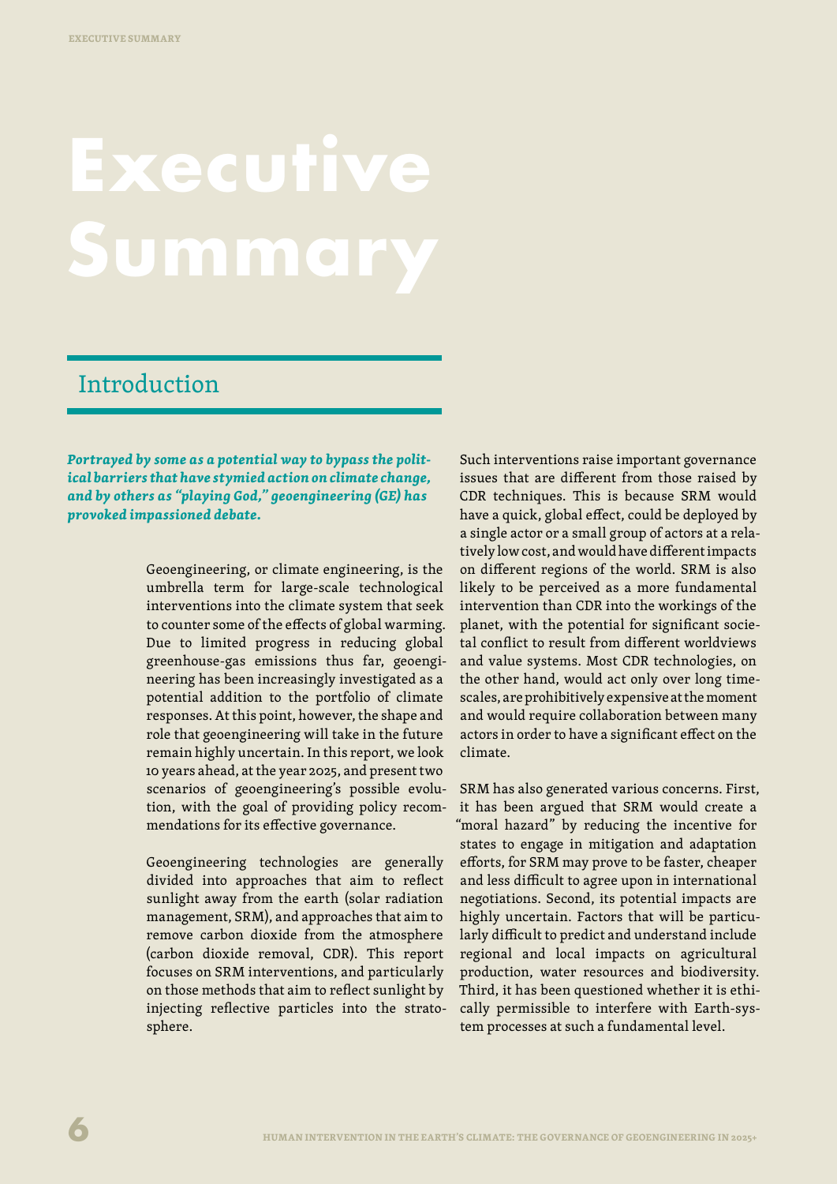# Executive Summary

## Introduction

***Portrayed by some as a potential way to bypass the political barriers that have stymied action on climate change, and by others as "playing God," geoengineering (GE) has provoked impassioned debate.***

Geoengineering, or climate engineering, is the umbrella term for large-scale technological interventions into the climate system that seek to counter some of the effects of global warming. Due to limited progress in reducing global greenhouse-gas emissions thus far, geoengineering has been increasingly investigated as a potential addition to the portfolio of climate responses. At this point, however, the shape and role that geoengineering will take in the future remain highly uncertain. In this report, we look 10 years ahead, at the year 2025, and present two scenarios of geoengineering's possible evolution, with the goal of providing policy recommendations for its effective governance.

Geoengineering technologies are generally divided into approaches that aim to reflect sunlight away from the earth (solar radiation management, SRM), and approaches that aim to remove carbon dioxide from the atmosphere (carbon dioxide removal, CDR). This report focuses on SRM interventions, and particularly on those methods that aim to reflect sunlight by injecting reflective particles into the stratosphere.

Such interventions raise important governance issues that are different from those raised by CDR techniques. This is because SRM would have a quick, global effect, could be deployed by a single actor or a small group of actors at a relatively low cost, and would have different impacts on different regions of the world. SRM is also likely to be perceived as a more fundamental intervention than CDR into the workings of the planet, with the potential for significant societal conflict to result from different worldviews and value systems. Most CDR technologies, on the other hand, would act only over long timescales, are prohibitively expensive at the moment and would require collaboration between many actors in order to have a significant effect on the climate.

SRM has also generated various concerns. First, it has been argued that SRM would create a "moral hazard" by reducing the incentive for states to engage in mitigation and adaptation efforts, for SRM may prove to be faster, cheaper and less difficult to agree upon in international negotiations. Second, its potential impacts are highly uncertain. Factors that will be particularly difficult to predict and understand include regional and local impacts on agricultural production, water resources and biodiversity. Third, it has been questioned whether it is ethically permissible to interfere with Earth-system processes at such a fundamental level.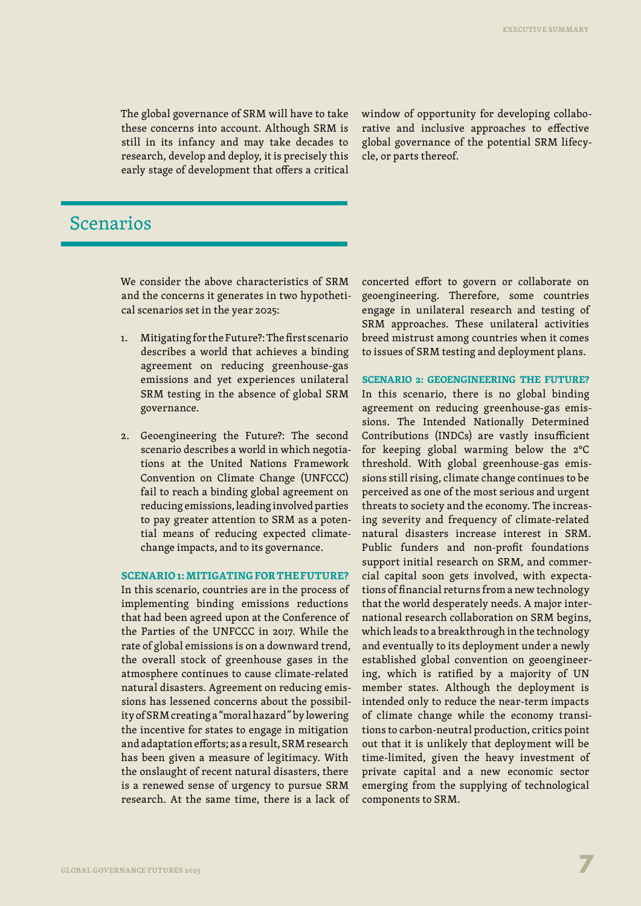The global governance of SRM will have to take these concerns into account. Although SRM is still in its infancy and may take decades to research, develop and deploy, it is precisely this early stage of development that offers a critical window of opportunity for developing collaborative and inclusive approaches to effective global governance of the potential SRM lifecycle, or parts thereof.

## Scenarios

We consider the above characteristics of SRM and the concerns it generates in two hypothetical scenarios set in the year 2025:

1. Mitigating for the Future?: The first scenario describes a world that achieves a binding agreement on reducing greenhouse-gas emissions and yet experiences unilateral SRM testing in the absence of global SRM governance.

2. Geoengineering the Future?: The second scenario describes a world in which negotiations at the United Nations Framework Convention on Climate Change (UNFCCC) fail to reach a binding global agreement on reducing emissions, leading involved parties to pay greater attention to SRM as a potential means of reducing expected climate-change impacts, and to its governance.

**SCENARIO 1: MITIGATING FOR THE FUTURE?**
In this scenario, countries are in the process of implementing binding emissions reductions that had been agreed upon at the Conference of the Parties of the UNFCCC in 2017. While the rate of global emissions is on a downward trend, the overall stock of greenhouse gases in the atmosphere continues to cause climate-related natural disasters. Agreement on reducing emissions has lessened concerns about the possibility of SRM creating a "moral hazard" by lowering the incentive for states to engage in mitigation and adaptation efforts; as a result, SRM research has been given a measure of legitimacy. With the onslaught of recent natural disasters, there is a renewed sense of urgency to pursue SRM research. At the same time, there is a lack of concerted effort to govern or collaborate on geoengineering. Therefore, some countries engage in unilateral research and testing of SRM approaches. These unilateral activities breed mistrust among countries when it comes to issues of SRM testing and deployment plans.

**SCENARIO 2: GEOENGINEERING THE FUTURE?**
In this scenario, there is no global binding agreement on reducing greenhouse-gas emissions. The Intended Nationally Determined Contributions (INDCs) are vastly insufficient for keeping global warming below the 2°C threshold. With global greenhouse-gas emissions still rising, climate change continues to be perceived as one of the most serious and urgent threats to society and the economy. The increasing severity and frequency of climate-related natural disasters increase interest in SRM. Public funders and non-profit foundations support initial research on SRM, and commercial capital soon gets involved, with expectations of financial returns from a new technology that the world desperately needs. A major international research collaboration on SRM begins, which leads to a breakthrough in the technology and eventually to its deployment under a newly established global convention on geoengineering, which is ratified by a majority of UN member states. Although the deployment is intended only to reduce the near-term impacts of climate change while the economy transitions to carbon-neutral production, critics point out that it is unlikely that deployment will be time-limited, given the heavy investment of private capital and a new economic sector emerging from the supplying of technological components to SRM.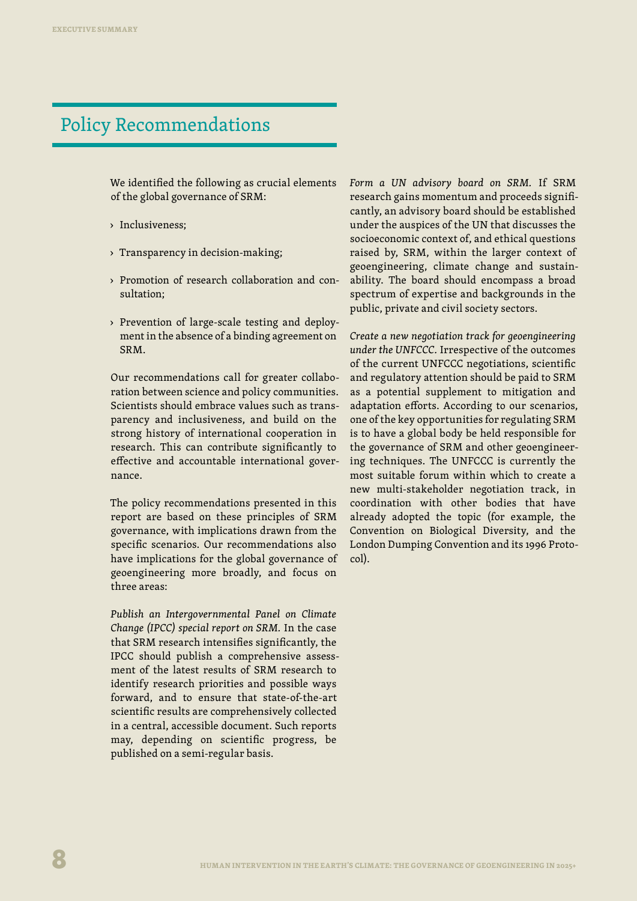## Policy Recommendations

We identified the following as crucial elements of the global governance of SRM:

- Inclusiveness;
- Transparency in decision-making;
- Promotion of research collaboration and consultation;
- Prevention of large-scale testing and deployment in the absence of a binding agreement on SRM.

Our recommendations call for greater collaboration between science and policy communities. Scientists should embrace values such as transparency and inclusiveness, and build on the strong history of international cooperation in research. This can contribute significantly to effective and accountable international governance.

The policy recommendations presented in this report are based on these principles of SRM governance, with implications drawn from the specific scenarios. Our recommendations also have implications for the global governance of geoengineering more broadly, and focus on three areas:

*Publish an Intergovernmental Panel on Climate Change (IPCC) special report on SRM.* In the case that SRM research intensifies significantly, the IPCC should publish a comprehensive assessment of the latest results of SRM research to identify research priorities and possible ways forward, and to ensure that state-of-the-art scientific results are comprehensively collected in a central, accessible document. Such reports may, depending on scientific progress, be published on a semi-regular basis.

*Form a UN advisory board on SRM.* If SRM research gains momentum and proceeds significantly, an advisory board should be established under the auspices of the UN that discusses the socioeconomic context of, and ethical questions raised by, SRM, within the larger context of geoengineering, climate change and sustainability. The board should encompass a broad spectrum of expertise and backgrounds in the public, private and civil society sectors.

*Create a new negotiation track for geoengineering under the UNFCCC.* Irrespective of the outcomes of the current UNFCCC negotiations, scientific and regulatory attention should be paid to SRM as a potential supplement to mitigation and adaptation efforts. According to our scenarios, one of the key opportunities for regulating SRM is to have a global body be held responsible for the governance of SRM and other geoengineering techniques. The UNFCCC is currently the most suitable forum within which to create a new multi-stakeholder negotiation track, in coordination with other bodies that have already adopted the topic (for example, the Convention on Biological Diversity, and the London Dumping Convention and its 1996 Protocol).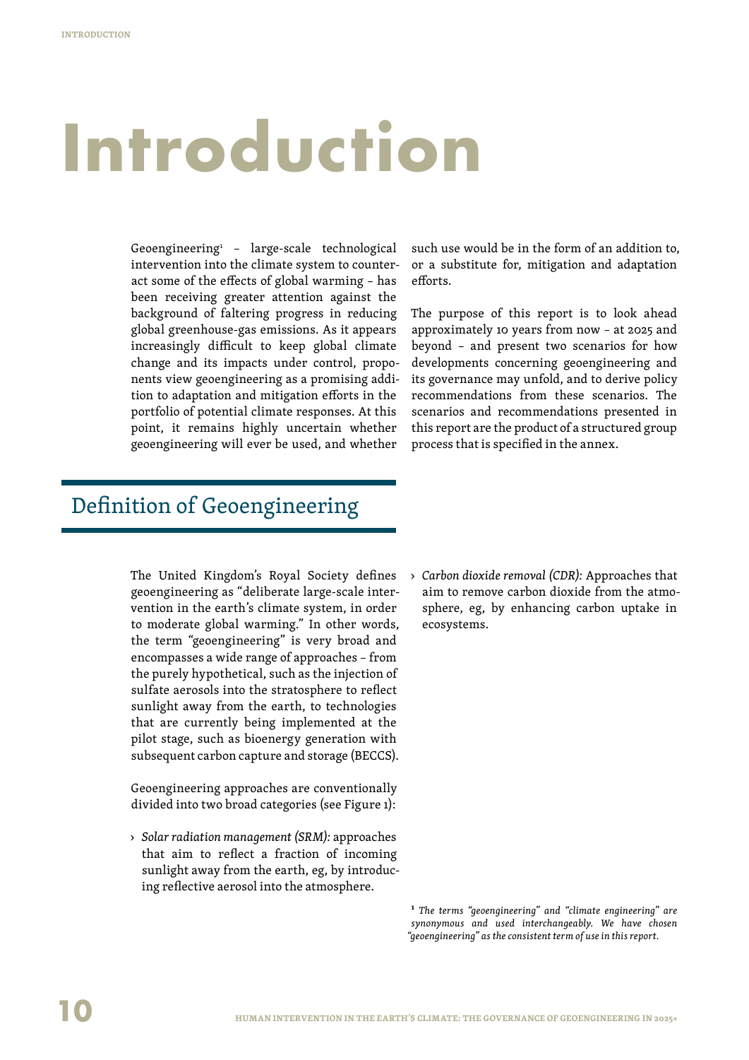# Introduction

Geoengineering[1] – large-scale technological intervention into the climate system to counteract some of the effects of global warming – has been receiving greater attention against the background of faltering progress in reducing global greenhouse-gas emissions. As it appears increasingly difficult to keep global climate change and its impacts under control, proponents view geoengineering as a promising addition to adaptation and mitigation efforts in the portfolio of potential climate responses. At this point, it remains highly uncertain whether geoengineering will ever be used, and whether such use would be in the form of an addition to, or a substitute for, mitigation and adaptation efforts.

The purpose of this report is to look ahead approximately 10 years from now – at 2025 and beyond – and present two scenarios for how developments concerning geoengineering and its governance may unfold, and to derive policy recommendations from these scenarios. The scenarios and recommendations presented in this report are the product of a structured group process that is specified in the annex.

## Definition of Geoengineering

The United Kingdom's Royal Society defines geoengineering as "deliberate large-scale intervention in the earth's climate system, in order to moderate global warming." In other words, the term "geoengineering" is very broad and encompasses a wide range of approaches – from the purely hypothetical, such as the injection of sulfate aerosols into the stratosphere to reflect sunlight away from the earth, to technologies that are currently being implemented at the pilot stage, such as bioenergy generation with subsequent carbon capture and storage (BECCS).

Geoengineering approaches are conventionally divided into two broad categories (see Figure 1):

- *Solar radiation management (SRM):* approaches that aim to reflect a fraction of incoming sunlight away from the earth, eg, by introducing reflective aerosol into the atmosphere.
- *Carbon dioxide removal (CDR):* Approaches that aim to remove carbon dioxide from the atmosphere, eg, by enhancing carbon uptake in ecosystems.

[1] *The terms "geoengineering" and "climate engineering" are synonymous and used interchangeably. We have chosen "geoengineering" as the consistent term of use in this report.*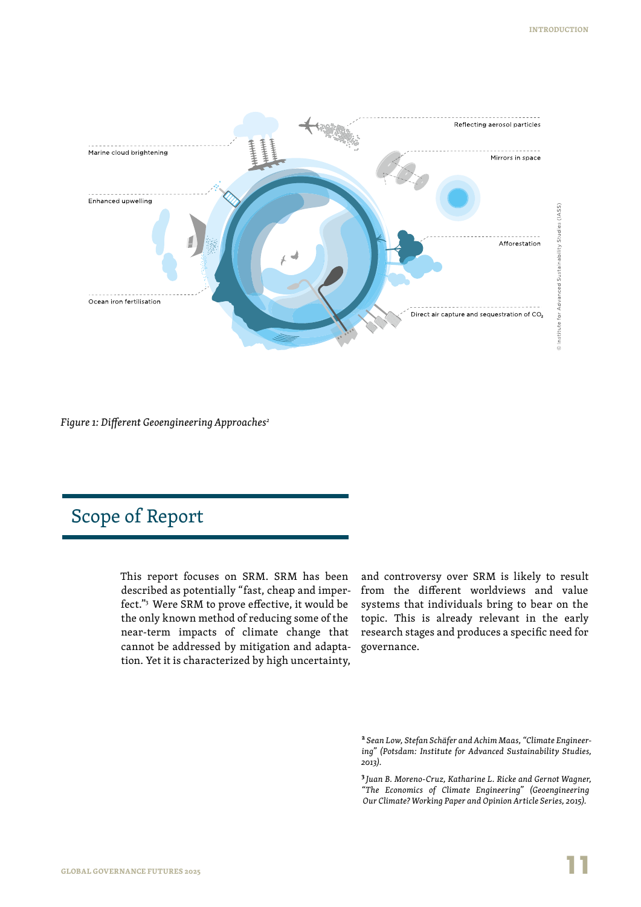*Figure 1: Different Geoengineering Approaches*[2]

## Scope of Report

This report focuses on SRM. SRM has been described as potentially "fast, cheap and imperfect."[3] Were SRM to prove effective, it would be the only known method of reducing some of the near-term impacts of climate change that cannot be addressed by mitigation and adaptation. Yet it is characterized by high uncertainty, and controversy over SRM is likely to result from the different worldviews and value systems that individuals bring to bear on the topic. This is already relevant in the early research stages and produces a specific need for governance.

[2] *Sean Low, Stefan Schäfer and Achim Maas, "Climate Engineering" (Potsdam: Institute for Advanced Sustainability Studies, 2013).*

[3] *Juan B. Moreno-Cruz, Katharine L. Ricke and Gernot Wagner, "The Economics of Climate Engineering" (Geoengineering Our Climate? Working Paper and Opinion Article Series, 2015).*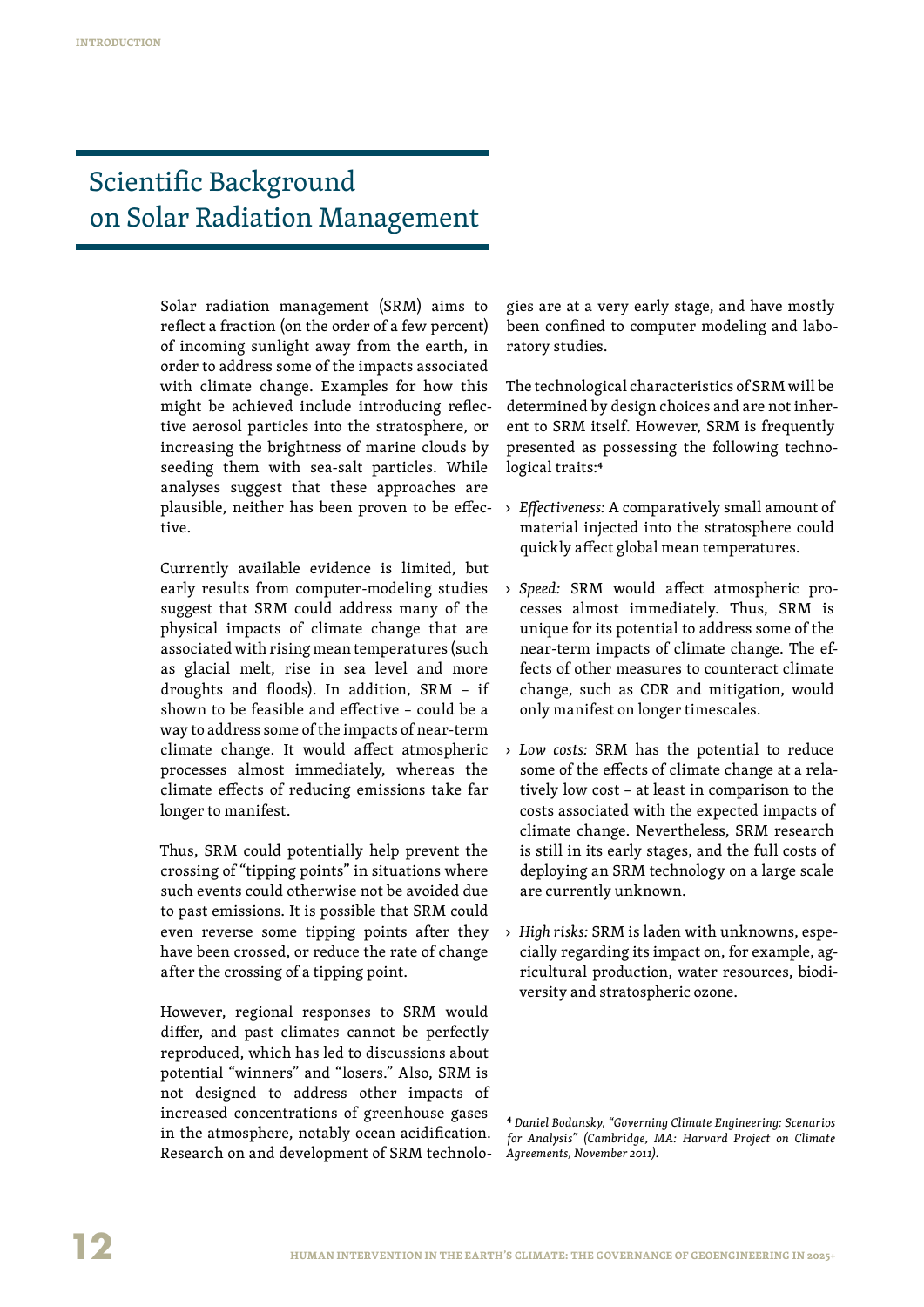## Scientific Background on Solar Radiation Management

Solar radiation management (SRM) aims to reflect a fraction (on the order of a few percent) of incoming sunlight away from the earth, in order to address some of the impacts associated with climate change. Examples for how this might be achieved include introducing reflective aerosol particles into the stratosphere, or increasing the brightness of marine clouds by seeding them with sea-salt particles. While analyses suggest that these approaches are plausible, neither has been proven to be effective.

Currently available evidence is limited, but early results from computer-modeling studies suggest that SRM could address many of the physical impacts of climate change that are associated with rising mean temperatures (such as glacial melt, rise in sea level and more droughts and floods). In addition, SRM – if shown to be feasible and effective – could be a way to address some of the impacts of near-term climate change. It would affect atmospheric processes almost immediately, whereas the climate effects of reducing emissions take far longer to manifest.

Thus, SRM could potentially help prevent the crossing of "tipping points" in situations where such events could otherwise not be avoided due to past emissions. It is possible that SRM could even reverse some tipping points after they have been crossed, or reduce the rate of change after the crossing of a tipping point.

However, regional responses to SRM would differ, and past climates cannot be perfectly reproduced, which has led to discussions about potential "winners" and "losers." Also, SRM is not designed to address other impacts of increased concentrations of greenhouse gases in the atmosphere, notably ocean acidification. Research on and development of SRM technologies are at a very early stage, and have mostly been confined to computer modeling and laboratory studies.

The technological characteristics of SRM will be determined by design choices and are not inherent to SRM itself. However, SRM is frequently presented as possessing the following technological traits:[4]

- *Effectiveness:* A comparatively small amount of material injected into the stratosphere could quickly affect global mean temperatures.
- *Speed:* SRM would affect atmospheric processes almost immediately. Thus, SRM is unique for its potential to address some of the near-term impacts of climate change. The effects of other measures to counteract climate change, such as CDR and mitigation, would only manifest on longer timescales.
- *Low costs:* SRM has the potential to reduce some of the effects of climate change at a relatively low cost – at least in comparison to the costs associated with the expected impacts of climate change. Nevertheless, SRM research is still in its early stages, and the full costs of deploying an SRM technology on a large scale are currently unknown.
- *High risks:* SRM is laden with unknowns, especially regarding its impact on, for example, agricultural production, water resources, biodiversity and stratospheric ozone.

[4] *Daniel Bodansky, "Governing Climate Engineering: Scenarios for Analysis" (Cambridge, MA: Harvard Project on Climate Agreements, November 2011).*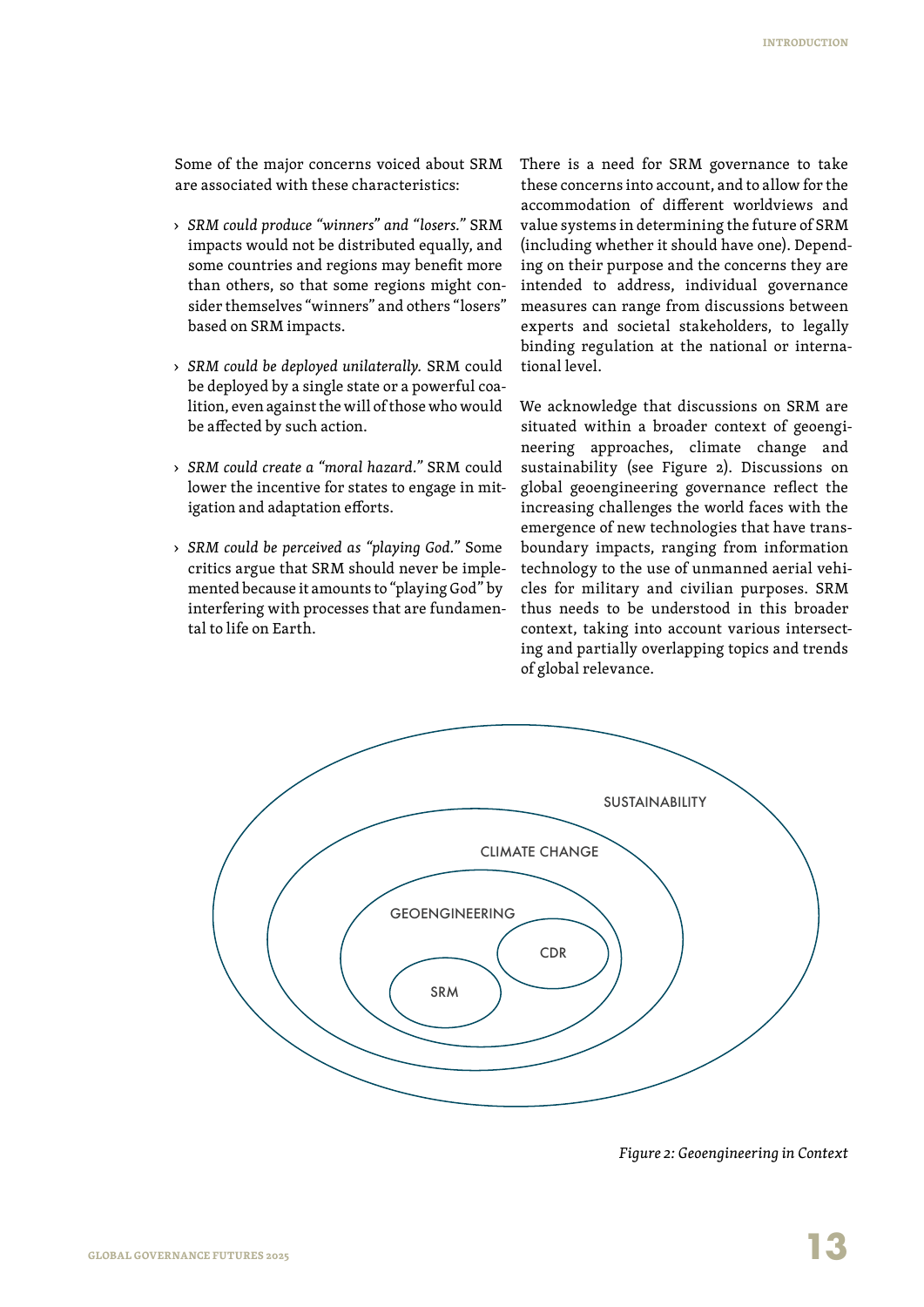Some of the major concerns voiced about SRM are associated with these characteristics:

- *SRM could produce "winners" and "losers."* SRM impacts would not be distributed equally, and some countries and regions may benefit more than others, so that some regions might consider themselves "winners" and others "losers" based on SRM impacts.
- *SRM could be deployed unilaterally.* SRM could be deployed by a single state or a powerful coalition, even against the will of those who would be affected by such action.
- *SRM could create a "moral hazard."* SRM could lower the incentive for states to engage in mitigation and adaptation efforts.
- *SRM could be perceived as "playing God."* Some critics argue that SRM should never be implemented because it amounts to "playing God" by interfering with processes that are fundamental to life on Earth.

There is a need for SRM governance to take these concerns into account, and to allow for the accommodation of different worldviews and value systems in determining the future of SRM (including whether it should have one). Depending on their purpose and the concerns they are intended to address, individual governance measures can range from discussions between experts and societal stakeholders, to legally binding regulation at the national or international level.

We acknowledge that discussions on SRM are situated within a broader context of geoengineering approaches, climate change and sustainability (see Figure 2). Discussions on global geoengineering governance reflect the increasing challenges the world faces with the emergence of new technologies that have transboundary impacts, ranging from information technology to the use of unmanned aerial vehicles for military and civilian purposes. SRM thus needs to be understood in this broader context, taking into account various intersecting and partially overlapping topics and trends of global relevance.

SUSTAINABILITY

CLIMATE CHANGE

GEOENGINEERING

CDR

SRM

*Figure 2: Geoengineering in Context*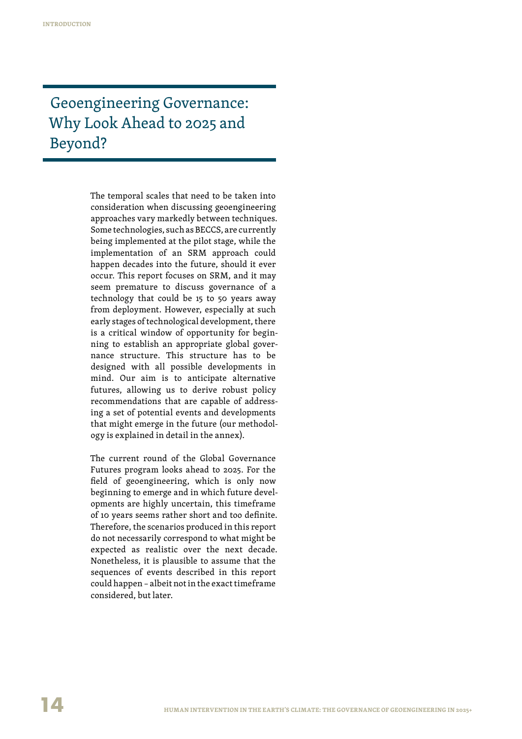# Geoengineering Governance: Why Look Ahead to 2025 and Beyond?

The temporal scales that need to be taken into consideration when discussing geoengineering approaches vary markedly between techniques. Some technologies, such as BECCS, are currently being implemented at the pilot stage, while the implementation of an SRM approach could happen decades into the future, should it ever occur. This report focuses on SRM, and it may seem premature to discuss governance of a technology that could be 15 to 50 years away from deployment. However, especially at such early stages of technological development, there is a critical window of opportunity for beginning to establish an appropriate global governance structure. This structure has to be designed with all possible developments in mind. Our aim is to anticipate alternative futures, allowing us to derive robust policy recommendations that are capable of addressing a set of potential events and developments that might emerge in the future (our methodology is explained in detail in the annex).

The current round of the Global Governance Futures program looks ahead to 2025. For the field of geoengineering, which is only now beginning to emerge and in which future developments are highly uncertain, this timeframe of 10 years seems rather short and too definite. Therefore, the scenarios produced in this report do not necessarily correspond to what might be expected as realistic over the next decade. Nonetheless, it is plausible to assume that the sequences of events described in this report could happen – albeit not in the exact timeframe considered, but later.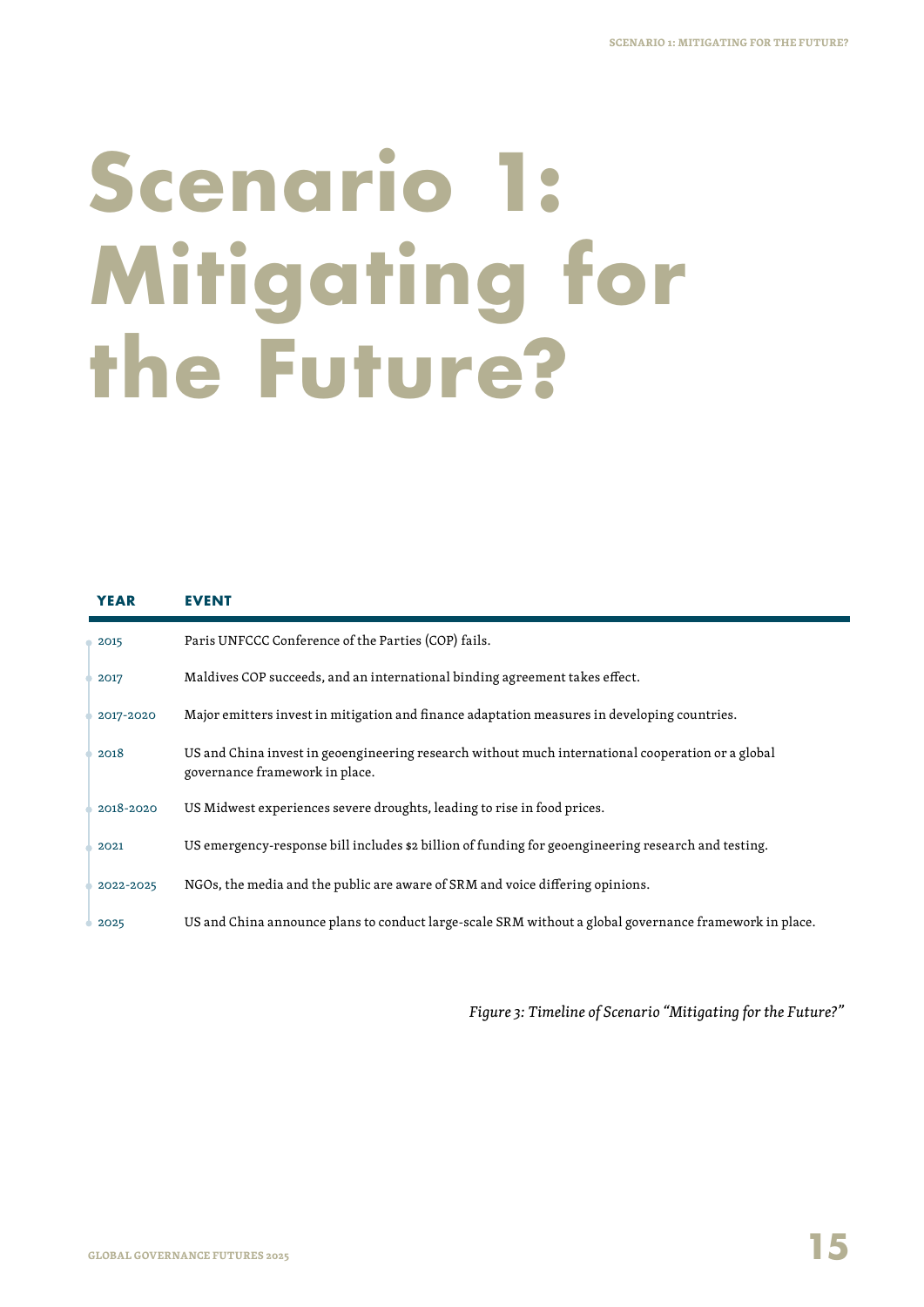# Scenario 1: Mitigating for the Future?

| YEAR | EVENT |
| --- | --- |
| 2015 | Paris UNFCCC Conference of the Parties (COP) fails. |
| 2017 | Maldives COP succeeds, and an international binding agreement takes effect. |
| 2017-2020 | Major emitters invest in mitigation and finance adaptation measures in developing countries. |
| 2018 | US and China invest in geoengineering research without much international cooperation or a global governance framework in place. |
| 2018-2020 | US Midwest experiences severe droughts, leading to rise in food prices. |
| 2021 | US emergency-response bill includes $2 billion of funding for geoengineering research and testing. |
| 2022-2025 | NGOs, the media and the public are aware of SRM and voice differing opinions. |
| 2025 | US and China announce plans to conduct large-scale SRM without a global governance framework in place. |

*Figure 3: Timeline of Scenario "Mitigating for the Future?"*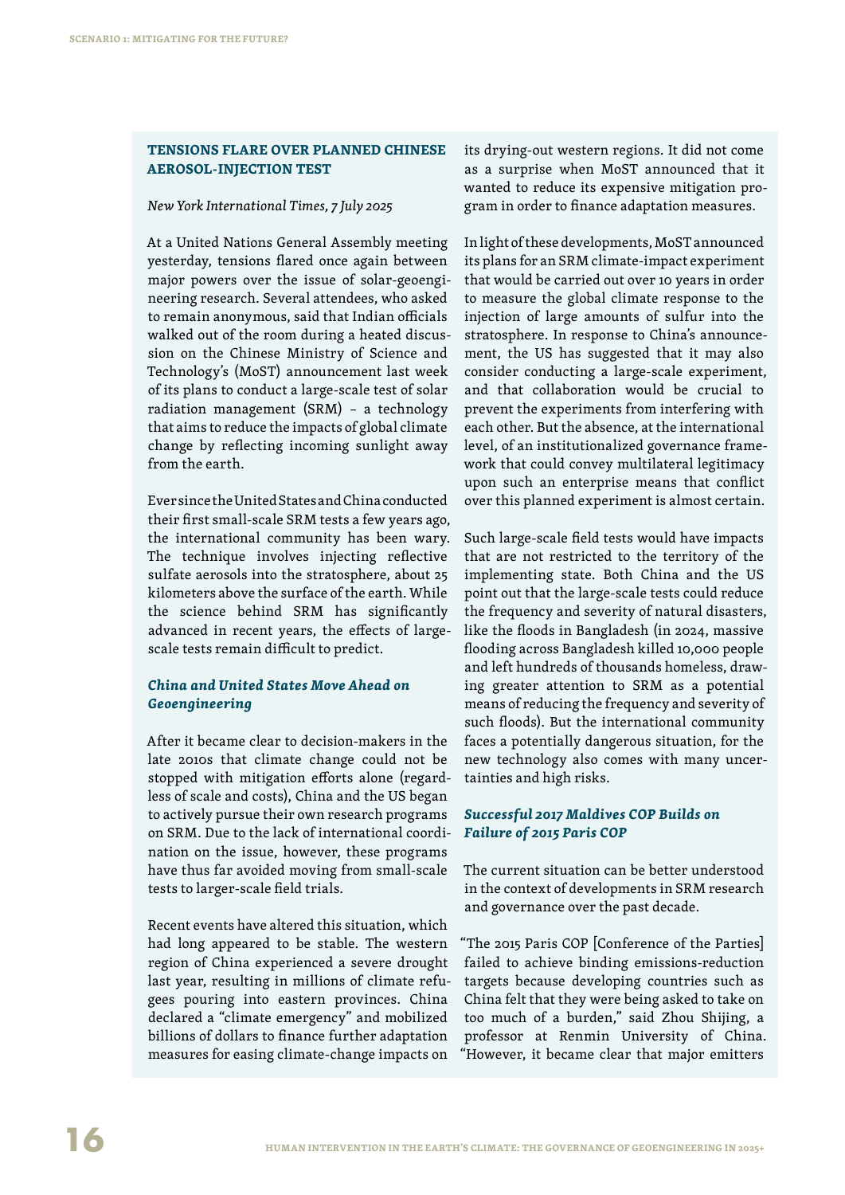## TENSIONS FLARE OVER PLANNED CHINESE AEROSOL-INJECTION TEST

*New York International Times, 7 July 2025*

At a United Nations General Assembly meeting yesterday, tensions flared once again between major powers over the issue of solar-geoengineering research. Several attendees, who asked to remain anonymous, said that Indian officials walked out of the room during a heated discussion on the Chinese Ministry of Science and Technology's (MoST) announcement last week of its plans to conduct a large-scale test of solar radiation management (SRM) – a technology that aims to reduce the impacts of global climate change by reflecting incoming sunlight away from the earth.

Ever since the United States and China conducted their first small-scale SRM tests a few years ago, the international community has been wary. The technique involves injecting reflective sulfate aerosols into the stratosphere, about 25 kilometers above the surface of the earth. While the science behind SRM has significantly advanced in recent years, the effects of large-scale tests remain difficult to predict.

### *China and United States Move Ahead on Geoengineering*

After it became clear to decision-makers in the late 2010s that climate change could not be stopped with mitigation efforts alone (regardless of scale and costs), China and the US began to actively pursue their own research programs on SRM. Due to the lack of international coordination on the issue, however, these programs have thus far avoided moving from small-scale tests to larger-scale field trials.

Recent events have altered this situation, which had long appeared to be stable. The western region of China experienced a severe drought last year, resulting in millions of climate refugees pouring into eastern provinces. China declared a "climate emergency" and mobilized billions of dollars to finance further adaptation measures for easing climate-change impacts on its drying-out western regions. It did not come as a surprise when MoST announced that it wanted to reduce its expensive mitigation program in order to finance adaptation measures.

In light of these developments, MoST announced its plans for an SRM climate-impact experiment that would be carried out over 10 years in order to measure the global climate response to the injection of large amounts of sulfur into the stratosphere. In response to China's announcement, the US has suggested that it may also consider conducting a large-scale experiment, and that collaboration would be crucial to prevent the experiments from interfering with each other. But the absence, at the international level, of an institutionalized governance framework that could convey multilateral legitimacy upon such an enterprise means that conflict over this planned experiment is almost certain.

Such large-scale field tests would have impacts that are not restricted to the territory of the implementing state. Both China and the US point out that the large-scale tests could reduce the frequency and severity of natural disasters, like the floods in Bangladesh (in 2024, massive flooding across Bangladesh killed 10,000 people and left hundreds of thousands homeless, drawing greater attention to SRM as a potential means of reducing the frequency and severity of such floods). But the international community faces a potentially dangerous situation, for the new technology also comes with many uncertainties and high risks.

### *Successful 2017 Maldives COP Builds on Failure of 2015 Paris COP*

The current situation can be better understood in the context of developments in SRM research and governance over the past decade.

"The 2015 Paris COP [Conference of the Parties] failed to achieve binding emissions-reduction targets because developing countries such as China felt that they were being asked to take on too much of a burden," said Zhou Shijing, a professor at Renmin University of China. "However, it became clear that major emitters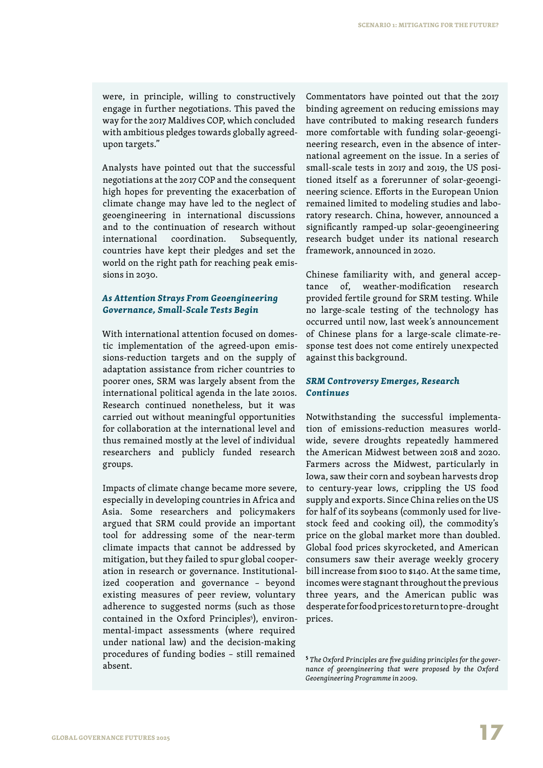were, in principle, willing to constructively engage in further negotiations. This paved the way for the 2017 Maldives COP, which concluded with ambitious pledges towards globally agreed-upon targets."

Analysts have pointed out that the successful negotiations at the 2017 COP and the consequent high hopes for preventing the exacerbation of climate change may have led to the neglect of geoengineering in international discussions and to the continuation of research without international coordination. Subsequently, countries have kept their pledges and set the world on the right path for reaching peak emissions in 2030.

### *As Attention Strays From Geoengineering Governance, Small-Scale Tests Begin*

With international attention focused on domestic implementation of the agreed-upon emissions-reduction targets and on the supply of adaptation assistance from richer countries to poorer ones, SRM was largely absent from the international political agenda in the late 2010s. Research continued nonetheless, but it was carried out without meaningful opportunities for collaboration at the international level and thus remained mostly at the level of individual researchers and publicly funded research groups.

Impacts of climate change became more severe, especially in developing countries in Africa and Asia. Some researchers and policymakers argued that SRM could provide an important tool for addressing some of the near-term climate impacts that cannot be addressed by mitigation, but they failed to spur global cooperation in research or governance. Institutionalized cooperation and governance – beyond existing measures of peer review, voluntary adherence to suggested norms (such as those contained in the Oxford Principles[5]), environmental-impact assessments (where required under national law) and the decision-making procedures of funding bodies – still remained absent.

Commentators have pointed out that the 2017 binding agreement on reducing emissions may have contributed to making research funders more comfortable with funding solar-geoengineering research, even in the absence of international agreement on the issue. In a series of small-scale tests in 2017 and 2019, the US positioned itself as a forerunner of solar-geoengineering science. Efforts in the European Union remained limited to modeling studies and laboratory research. China, however, announced a significantly ramped-up solar-geoengineering research budget under its national research framework, announced in 2020.

Chinese familiarity with, and general acceptance of, weather-modification research provided fertile ground for SRM testing. While no large-scale testing of the technology has occurred until now, last week's announcement of Chinese plans for a large-scale climate-response test does not come entirely unexpected against this background.

### *SRM Controversy Emerges, Research Continues*

Notwithstanding the successful implementation of emissions-reduction measures worldwide, severe droughts repeatedly hammered the American Midwest between 2018 and 2020. Farmers across the Midwest, particularly in Iowa, saw their corn and soybean harvests drop to century-year lows, crippling the US food supply and exports. Since China relies on the US for half of its soybeans (commonly used for livestock feed and cooking oil), the commodity's price on the global market more than doubled. Global food prices skyrocketed, and American consumers saw their average weekly grocery bill increase from $100 to $140. At the same time, incomes were stagnant throughout the previous three years, and the American public was desperate for food prices to return to pre-drought prices.

[5] *The Oxford Principles are five guiding principles for the governance of geoengineering that were proposed by the Oxford Geoengineering Programme in 2009.*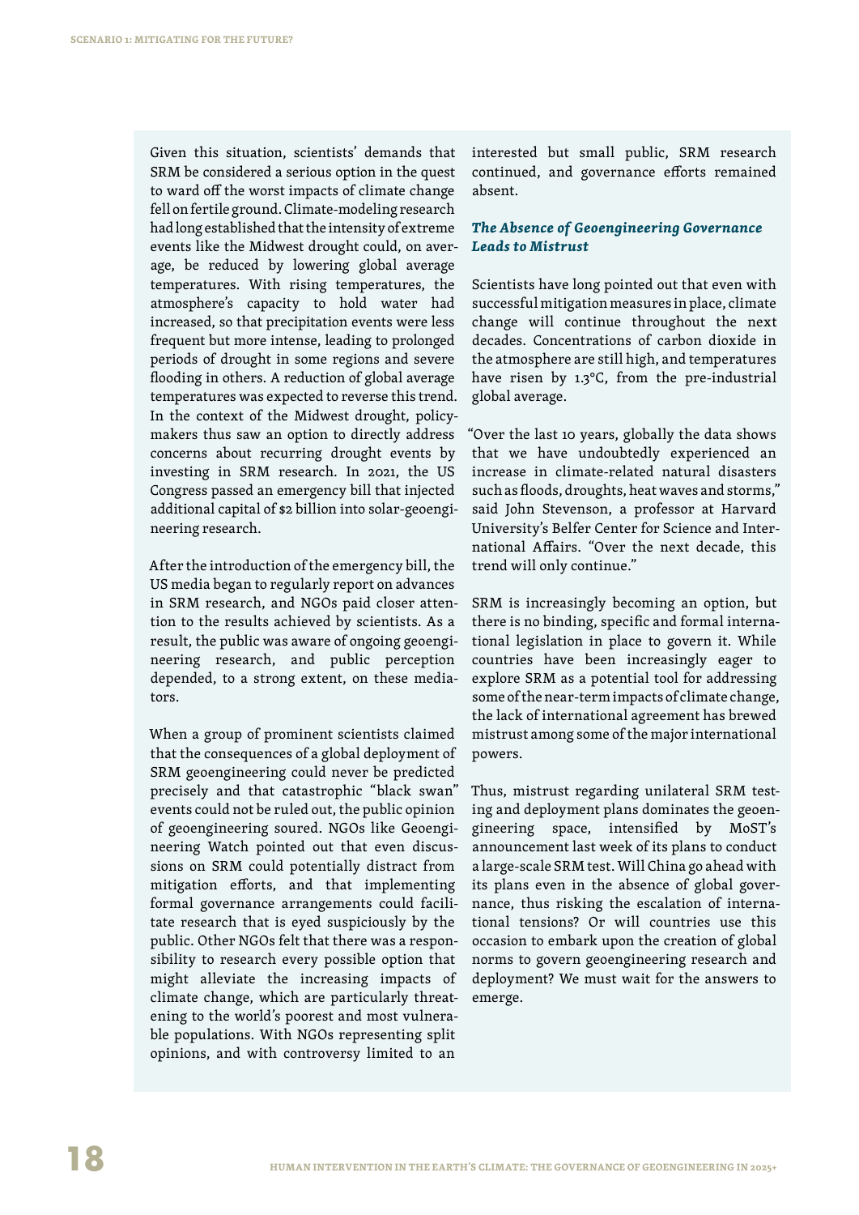Given this situation, scientists' demands that SRM be considered a serious option in the quest to ward off the worst impacts of climate change fell on fertile ground. Climate-modeling research had long established that the intensity of extreme events like the Midwest drought could, on average, be reduced by lowering global average temperatures. With rising temperatures, the atmosphere's capacity to hold water had increased, so that precipitation events were less frequent but more intense, leading to prolonged periods of drought in some regions and severe flooding in others. A reduction of global average temperatures was expected to reverse this trend. In the context of the Midwest drought, policymakers thus saw an option to directly address concerns about recurring drought events by investing in SRM research. In 2021, the US Congress passed an emergency bill that injected additional capital of $2 billion into solar-geoengineering research.

After the introduction of the emergency bill, the US media began to regularly report on advances in SRM research, and NGOs paid closer attention to the results achieved by scientists. As a result, the public was aware of ongoing geoengineering research, and public perception depended, to a strong extent, on these mediators.

When a group of prominent scientists claimed that the consequences of a global deployment of SRM geoengineering could never be predicted precisely and that catastrophic "black swan" events could not be ruled out, the public opinion of geoengineering soured. NGOs like Geoengineering Watch pointed out that even discussions on SRM could potentially distract from mitigation efforts, and that implementing formal governance arrangements could facilitate research that is eyed suspiciously by the public. Other NGOs felt that there was a responsibility to research every possible option that might alleviate the increasing impacts of climate change, which are particularly threatening to the world's poorest and most vulnerable populations. With NGOs representing split opinions, and with controversy limited to an interested but small public, SRM research continued, and governance efforts remained absent.

### *The Absence of Geoengineering Governance Leads to Mistrust*

Scientists have long pointed out that even with successful mitigation measures in place, climate change will continue throughout the next decades. Concentrations of carbon dioxide in the atmosphere are still high, and temperatures have risen by 1.3°C, from the pre-industrial global average.

"Over the last 10 years, globally the data shows that we have undoubtedly experienced an increase in climate-related natural disasters such as floods, droughts, heat waves and storms," said John Stevenson, a professor at Harvard University's Belfer Center for Science and International Affairs. "Over the next decade, this trend will only continue."

SRM is increasingly becoming an option, but there is no binding, specific and formal international legislation in place to govern it. While countries have been increasingly eager to explore SRM as a potential tool for addressing some of the near-term impacts of climate change, the lack of international agreement has brewed mistrust among some of the major international powers.

Thus, mistrust regarding unilateral SRM testing and deployment plans dominates the geoengineering space, intensified by MoST's announcement last week of its plans to conduct a large-scale SRM test. Will China go ahead with its plans even in the absence of global governance, thus risking the escalation of international tensions? Or will countries use this occasion to embark upon the creation of global norms to govern geoengineering research and deployment? We must wait for the answers to emerge.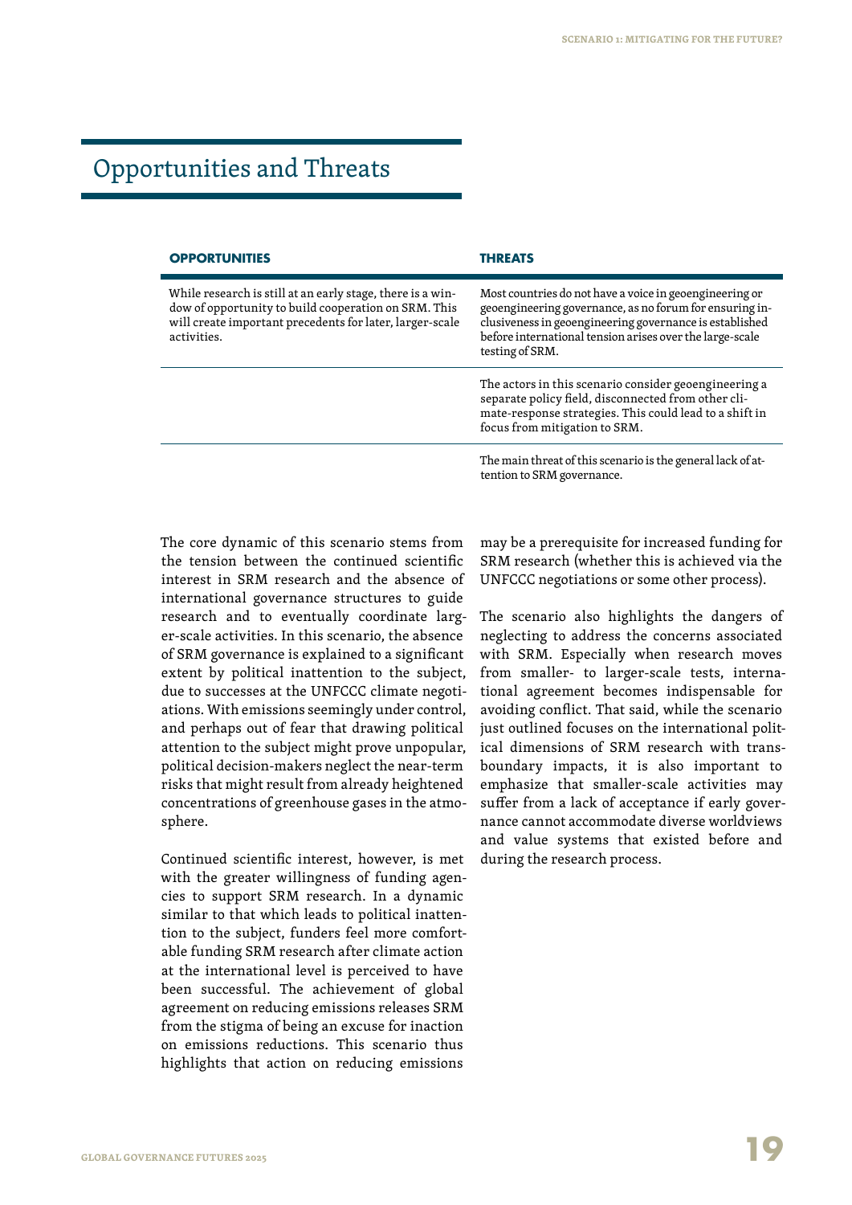## Opportunities and Threats

| OPPORTUNITIES | THREATS |
| --- | --- |
| While research is still at an early stage, there is a window of opportunity to build cooperation on SRM. This will create important precedents for later, larger-scale activities. | Most countries do not have a voice in geoengineering or geoengineering governance, as no forum for ensuring inclusiveness in geoengineering governance is established before international tension arises over the large-scale testing of SRM. |
| | The actors in this scenario consider geoengineering a separate policy field, disconnected from other climate-response strategies. This could lead to a shift in focus from mitigation to SRM. |
| | The main threat of this scenario is the general lack of attention to SRM governance. |

The core dynamic of this scenario stems from the tension between the continued scientific interest in SRM research and the absence of international governance structures to guide research and to eventually coordinate larger-scale activities. In this scenario, the absence of SRM governance is explained to a significant extent by political inattention to the subject, due to successes at the UNFCCC climate negotiations. With emissions seemingly under control, and perhaps out of fear that drawing political attention to the subject might prove unpopular, political decision-makers neglect the near-term risks that might result from already heightened concentrations of greenhouse gases in the atmosphere.

Continued scientific interest, however, is met with the greater willingness of funding agencies to support SRM research. In a dynamic similar to that which leads to political inattention to the subject, funders feel more comfortable funding SRM research after climate action at the international level is perceived to have been successful. The achievement of global agreement on reducing emissions releases SRM from the stigma of being an excuse for inaction on emissions reductions. This scenario thus highlights that action on reducing emissions may be a prerequisite for increased funding for SRM research (whether this is achieved via the UNFCCC negotiations or some other process).

The scenario also highlights the dangers of neglecting to address the concerns associated with SRM. Especially when research moves from smaller- to larger-scale tests, international agreement becomes indispensable for avoiding conflict. That said, while the scenario just outlined focuses on the international political dimensions of SRM research with transboundary impacts, it is also important to emphasize that smaller-scale activities may suffer from a lack of acceptance if early governance cannot accommodate diverse worldviews and value systems that existed before and during the research process.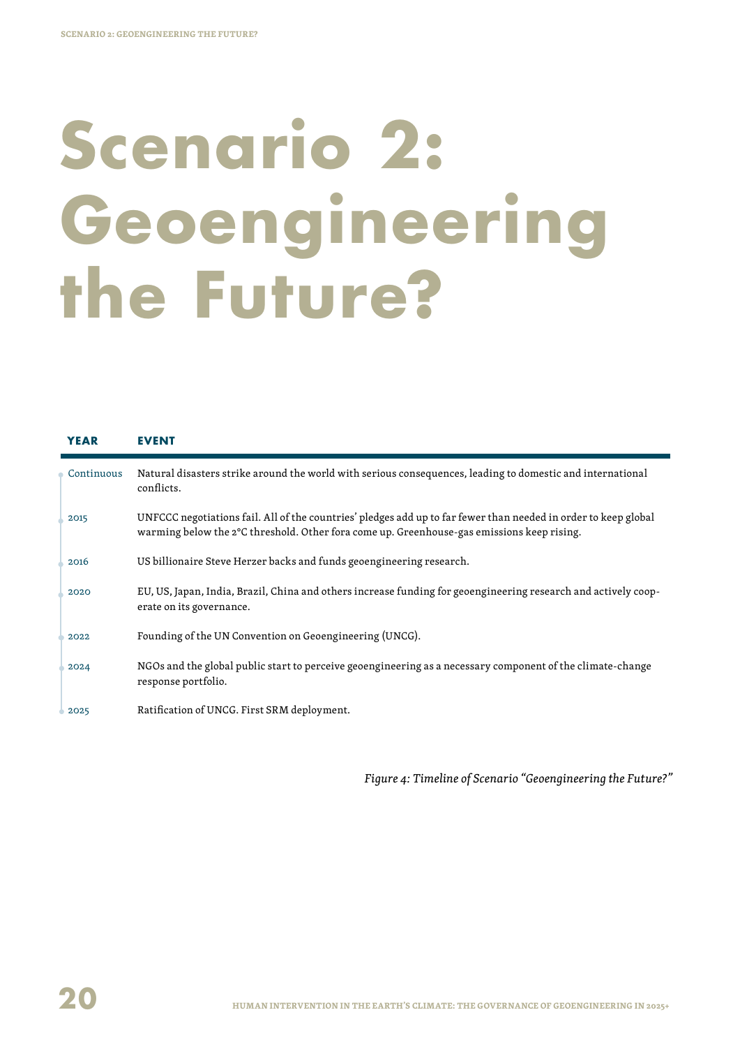# Scenario 2: Geoengineering the Future?

| YEAR | EVENT |
| --- | --- |
| Continuous | Natural disasters strike around the world with serious consequences, leading to domestic and international conflicts. |
| 2015 | UNFCCC negotiations fail. All of the countries' pledges add up to far fewer than needed in order to keep global warming below the 2°C threshold. Other fora come up. Greenhouse-gas emissions keep rising. |
| 2016 | US billionaire Steve Herzer backs and funds geoengineering research. |
| 2020 | EU, US, Japan, India, Brazil, China and others increase funding for geoengineering research and actively cooperate on its governance. |
| 2022 | Founding of the UN Convention on Geoengineering (UNCG). |
| 2024 | NGOs and the global public start to perceive geoengineering as a necessary component of the climate-change response portfolio. |
| 2025 | Ratification of UNCG. First SRM deployment. |

*Figure 4: Timeline of Scenario "Geoengineering the Future?"*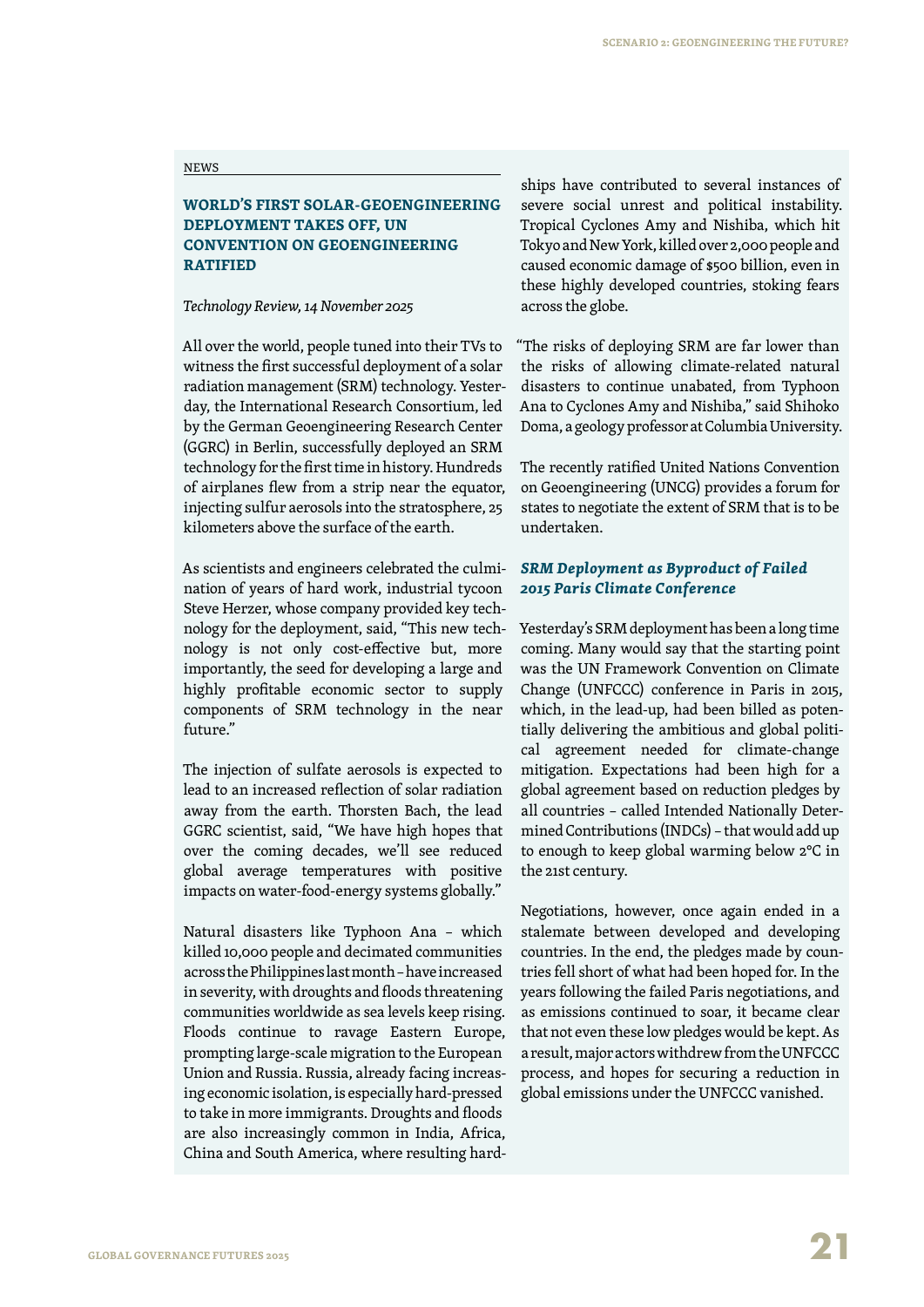NEWS

## WORLD'S FIRST SOLAR-GEOENGINEERING DEPLOYMENT TAKES OFF, UN CONVENTION ON GEOENGINEERING RATIFIED

*Technology Review, 14 November 2025*

All over the world, people tuned into their TVs to witness the first successful deployment of a solar radiation management (SRM) technology. Yesterday, the International Research Consortium, led by the German Geoengineering Research Center (GGRC) in Berlin, successfully deployed an SRM technology for the first time in history. Hundreds of airplanes flew from a strip near the equator, injecting sulfur aerosols into the stratosphere, 25 kilometers above the surface of the earth.

As scientists and engineers celebrated the culmination of years of hard work, industrial tycoon Steve Herzer, whose company provided key technology for the deployment, said, "This new technology is not only cost-effective but, more importantly, the seed for developing a large and highly profitable economic sector to supply components of SRM technology in the near future."

The injection of sulfate aerosols is expected to lead to an increased reflection of solar radiation away from the earth. Thorsten Bach, the lead GGRC scientist, said, "We have high hopes that over the coming decades, we'll see reduced global average temperatures with positive impacts on water-food-energy systems globally."

Natural disasters like Typhoon Ana – which killed 10,000 people and decimated communities across the Philippines last month – have increased in severity, with droughts and floods threatening communities worldwide as sea levels keep rising. Floods continue to ravage Eastern Europe, prompting large-scale migration to the European Union and Russia. Russia, already facing increasing economic isolation, is especially hard-pressed to take in more immigrants. Droughts and floods are also increasingly common in India, Africa, China and South America, where resulting hardships have contributed to several instances of severe social unrest and political instability. Tropical Cyclones Amy and Nishiba, which hit Tokyo and New York, killed over 2,000 people and caused economic damage of $500 billion, even in these highly developed countries, stoking fears across the globe.

"The risks of deploying SRM are far lower than the risks of allowing climate-related natural disasters to continue unabated, from Typhoon Ana to Cyclones Amy and Nishiba," said Shihoko Doma, a geology professor at Columbia University.

The recently ratified United Nations Convention on Geoengineering (UNCG) provides a forum for states to negotiate the extent of SRM that is to be undertaken.

### *SRM Deployment as Byproduct of Failed 2015 Paris Climate Conference*

Yesterday's SRM deployment has been a long time coming. Many would say that the starting point was the UN Framework Convention on Climate Change (UNFCCC) conference in Paris in 2015, which, in the lead-up, had been billed as potentially delivering the ambitious and global political agreement needed for climate-change mitigation. Expectations had been high for a global agreement based on reduction pledges by all countries – called Intended Nationally Determined Contributions (INDCs) – that would add up to enough to keep global warming below 2°C in the 21st century.

Negotiations, however, once again ended in a stalemate between developed and developing countries. In the end, the pledges made by countries fell short of what had been hoped for. In the years following the failed Paris negotiations, and as emissions continued to soar, it became clear that not even these low pledges would be kept. As a result, major actors withdrew from the UNFCCC process, and hopes for securing a reduction in global emissions under the UNFCCC vanished.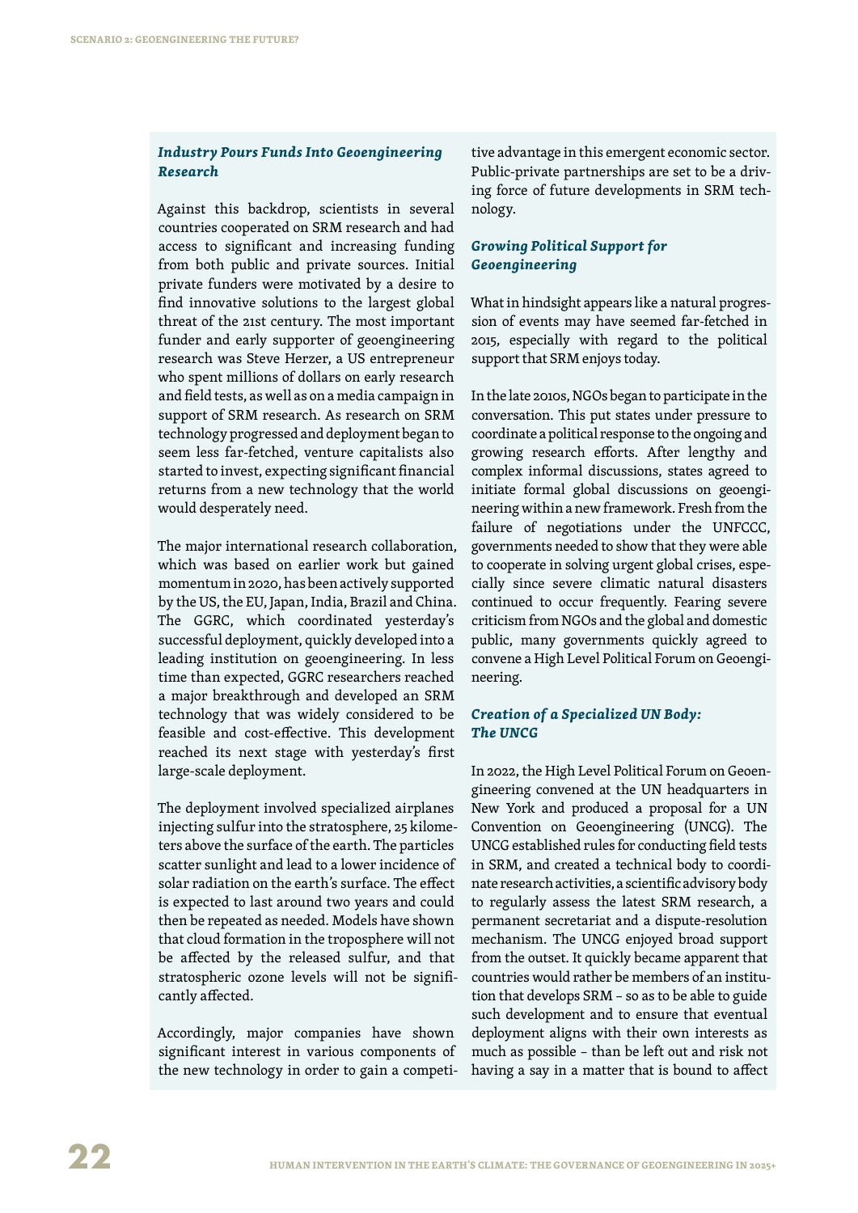### *Industry Pours Funds Into Geoengineering Research*

Against this backdrop, scientists in several countries cooperated on SRM research and had access to significant and increasing funding from both public and private sources. Initial private funders were motivated by a desire to find innovative solutions to the largest global threat of the 21st century. The most important funder and early supporter of geoengineering research was Steve Herzer, a US entrepreneur who spent millions of dollars on early research and field tests, as well as on a media campaign in support of SRM research. As research on SRM technology progressed and deployment began to seem less far-fetched, venture capitalists also started to invest, expecting significant financial returns from a new technology that the world would desperately need.

The major international research collaboration, which was based on earlier work but gained momentum in 2020, has been actively supported by the US, the EU, Japan, India, Brazil and China. The GGRC, which coordinated yesterday's successful deployment, quickly developed into a leading institution on geoengineering. In less time than expected, GGRC researchers reached a major breakthrough and developed an SRM technology that was widely considered to be feasible and cost-effective. This development reached its next stage with yesterday's first large-scale deployment.

The deployment involved specialized airplanes injecting sulfur into the stratosphere, 25 kilometers above the surface of the earth. The particles scatter sunlight and lead to a lower incidence of solar radiation on the earth's surface. The effect is expected to last around two years and could then be repeated as needed. Models have shown that cloud formation in the troposphere will not be affected by the released sulfur, and that stratospheric ozone levels will not be significantly affected.

Accordingly, major companies have shown significant interest in various components of the new technology in order to gain a competitive advantage in this emergent economic sector. Public-private partnerships are set to be a driving force of future developments in SRM technology.

### *Growing Political Support for Geoengineering*

What in hindsight appears like a natural progression of events may have seemed far-fetched in 2015, especially with regard to the political support that SRM enjoys today.

In the late 2010s, NGOs began to participate in the conversation. This put states under pressure to coordinate a political response to the ongoing and growing research efforts. After lengthy and complex informal discussions, states agreed to initiate formal global discussions on geoengineering within a new framework. Fresh from the failure of negotiations under the UNFCCC, governments needed to show that they were able to cooperate in solving urgent global crises, especially since severe climatic natural disasters continued to occur frequently. Fearing severe criticism from NGOs and the global and domestic public, many governments quickly agreed to convene a High Level Political Forum on Geoengineering.

### *Creation of a Specialized UN Body: The UNCG*

In 2022, the High Level Political Forum on Geoengineering convened at the UN headquarters in New York and produced a proposal for a UN Convention on Geoengineering (UNCG). The UNCG established rules for conducting field tests in SRM, and created a technical body to coordinate research activities, a scientific advisory body to regularly assess the latest SRM research, a permanent secretariat and a dispute-resolution mechanism. The UNCG enjoyed broad support from the outset. It quickly became apparent that countries would rather be members of an institution that develops SRM – so as to be able to guide such development and to ensure that eventual deployment aligns with their own interests as much as possible – than be left out and risk not having a say in a matter that is bound to affect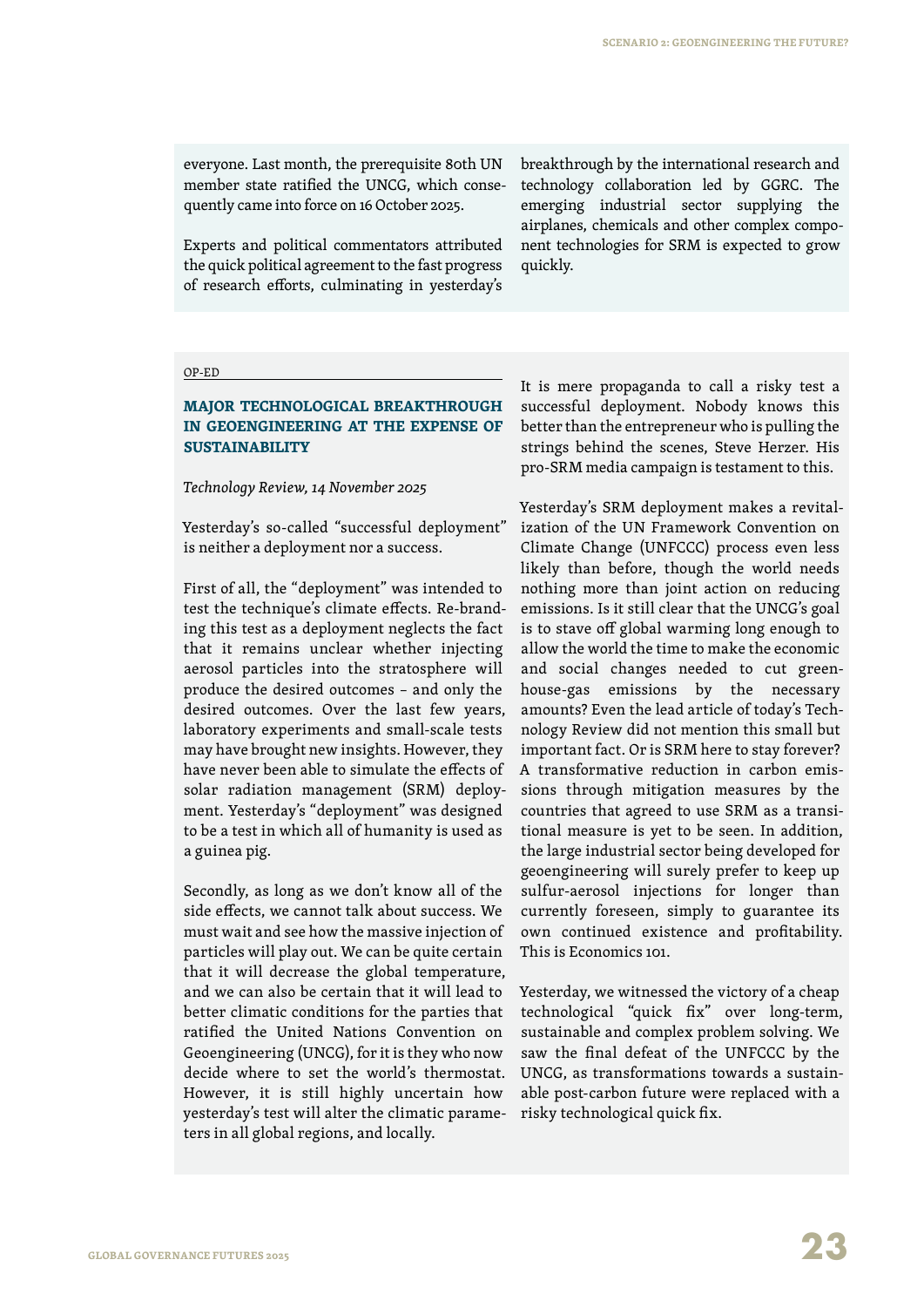everyone. Last month, the prerequisite 80th UN member state ratified the UNCG, which consequently came into force on 16 October 2025.

Experts and political commentators attributed the quick political agreement to the fast progress of research efforts, culminating in yesterday's breakthrough by the international research and technology collaboration led by GGRC. The emerging industrial sector supplying the airplanes, chemicals and other complex component technologies for SRM is expected to grow quickly.

OP-ED

### MAJOR TECHNOLOGICAL BREAKTHROUGH IN GEOENGINEERING AT THE EXPENSE OF SUSTAINABILITY

*Technology Review, 14 November 2025*

Yesterday's so-called "successful deployment" is neither a deployment nor a success.

First of all, the "deployment" was intended to test the technique's climate effects. Re-branding this test as a deployment neglects the fact that it remains unclear whether injecting aerosol particles into the stratosphere will produce the desired outcomes – and only the desired outcomes. Over the last few years, laboratory experiments and small-scale tests may have brought new insights. However, they have never been able to simulate the effects of solar radiation management (SRM) deployment. Yesterday's "deployment" was designed to be a test in which all of humanity is used as a guinea pig.

Secondly, as long as we don't know all of the side effects, we cannot talk about success. We must wait and see how the massive injection of particles will play out. We can be quite certain that it will decrease the global temperature, and we can also be certain that it will lead to better climatic conditions for the parties that ratified the United Nations Convention on Geoengineering (UNCG), for it is they who now decide where to set the world's thermostat. However, it is still highly uncertain how yesterday's test will alter the climatic parameters in all global regions, and locally.

It is mere propaganda to call a risky test a successful deployment. Nobody knows this better than the entrepreneur who is pulling the strings behind the scenes, Steve Herzer. His pro-SRM media campaign is testament to this.

Yesterday's SRM deployment makes a revitalization of the UN Framework Convention on Climate Change (UNFCCC) process even less likely than before, though the world needs nothing more than joint action on reducing emissions. Is it still clear that the UNCG's goal is to stave off global warming long enough to allow the world the time to make the economic and social changes needed to cut greenhouse-gas emissions by the necessary amounts? Even the lead article of today's Technology Review did not mention this small but important fact. Or is SRM here to stay forever? A transformative reduction in carbon emissions through mitigation measures by the countries that agreed to use SRM as a transitional measure is yet to be seen. In addition, the large industrial sector being developed for geoengineering will surely prefer to keep up sulfur-aerosol injections for longer than currently foreseen, simply to guarantee its own continued existence and profitability. This is Economics 101.

Yesterday, we witnessed the victory of a cheap technological "quick fix" over long-term, sustainable and complex problem solving. We saw the final defeat of the UNFCCC by the UNCG, as transformations towards a sustainable post-carbon future were replaced with a risky technological quick fix.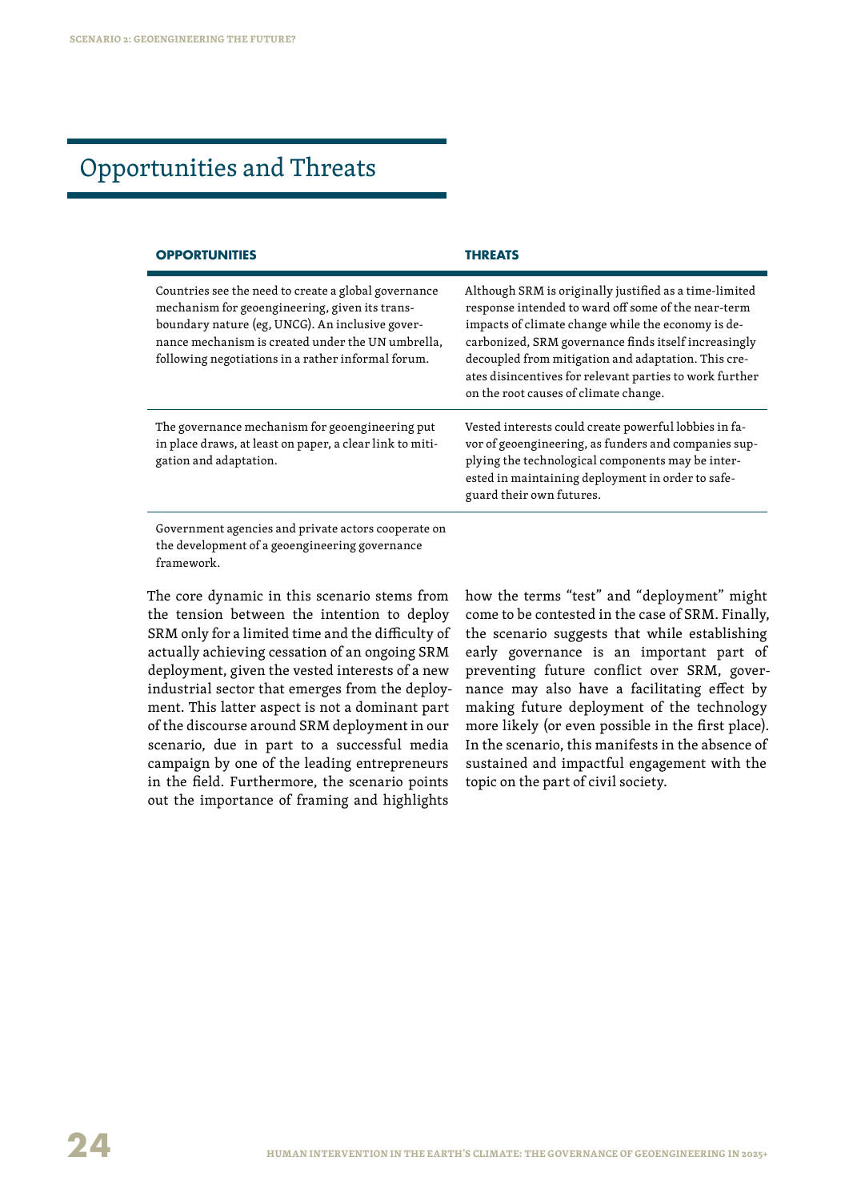## Opportunities and Threats

| OPPORTUNITIES | THREATS |
|---|---|
| Countries see the need to create a global governance mechanism for geoengineering, given its transboundary nature (eg, UNCG). An inclusive governance mechanism is created under the UN umbrella, following negotiations in a rather informal forum. | Although SRM is originally justified as a time-limited response intended to ward off some of the near-term impacts of climate change while the economy is decarbonized, SRM governance finds itself increasingly decoupled from mitigation and adaptation. This creates disincentives for relevant parties to work further on the root causes of climate change. |
| The governance mechanism for geoengineering put in place draws, at least on paper, a clear link to mitigation and adaptation. | Vested interests could create powerful lobbies in favor of geoengineering, as funders and companies supplying the technological components may be interested in maintaining deployment in order to safeguard their own futures. |
| Government agencies and private actors cooperate on the development of a geoengineering governance framework. | |

The core dynamic in this scenario stems from the tension between the intention to deploy SRM only for a limited time and the difficulty of actually achieving cessation of an ongoing SRM deployment, given the vested interests of a new industrial sector that emerges from the deployment. This latter aspect is not a dominant part of the discourse around SRM deployment in our scenario, due in part to a successful media campaign by one of the leading entrepreneurs in the field. Furthermore, the scenario points out the importance of framing and highlights how the terms “test” and “deployment” might come to be contested in the case of SRM. Finally, the scenario suggests that while establishing early governance is an important part of preventing future conflict over SRM, governance may also have a facilitating effect by making future deployment of the technology more likely (or even possible in the first place). In the scenario, this manifests in the absence of sustained and impactful engagement with the topic on the part of civil society.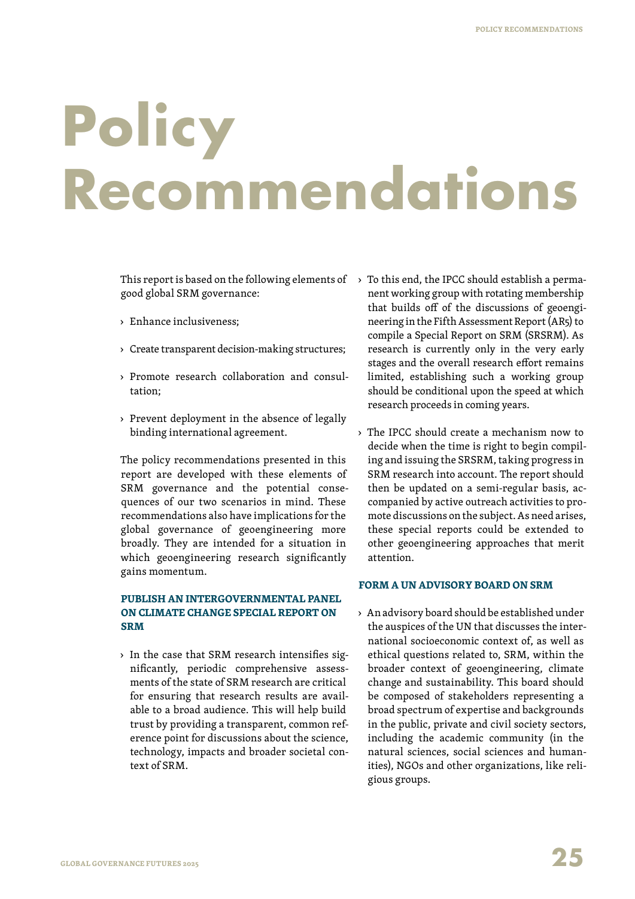# Policy Recommendations

This report is based on the following elements of good global SRM governance:

- Enhance inclusiveness;
- Create transparent decision-making structures;
- Promote research collaboration and consultation;
- Prevent deployment in the absence of legally binding international agreement.

The policy recommendations presented in this report are developed with these elements of SRM governance and the potential consequences of our two scenarios in mind. These recommendations also have implications for the global governance of geoengineering more broadly. They are intended for a situation in which geoengineering research significantly gains momentum.

### PUBLISH AN INTERGOVERNMENTAL PANEL ON CLIMATE CHANGE SPECIAL REPORT ON SRM

- In the case that SRM research intensifies significantly, periodic comprehensive assessments of the state of SRM research are critical for ensuring that research results are available to a broad audience. This will help build trust by providing a transparent, common reference point for discussions about the science, technology, impacts and broader societal context of SRM.
- To this end, the IPCC should establish a permanent working group with rotating membership that builds off of the discussions of geoengineering in the Fifth Assessment Report (AR5) to compile a Special Report on SRM (SRSRM). As research is currently only in the very early stages and the overall research effort remains limited, establishing such a working group should be conditional upon the speed at which research proceeds in coming years.
- The IPCC should create a mechanism now to decide when the time is right to begin compiling and issuing the SRSRM, taking progress in SRM research into account. The report should then be updated on a semi-regular basis, accompanied by active outreach activities to promote discussions on the subject. As need arises, these special reports could be extended to other geoengineering approaches that merit attention.

### FORM A UN ADVISORY BOARD ON SRM

- An advisory board should be established under the auspices of the UN that discusses the international socioeconomic context of, as well as ethical questions related to, SRM, within the broader context of geoengineering, climate change and sustainability. This board should be composed of stakeholders representing a broad spectrum of expertise and backgrounds in the public, private and civil society sectors, including the academic community (in the natural sciences, social sciences and humanities), NGOs and other organizations, like religious groups.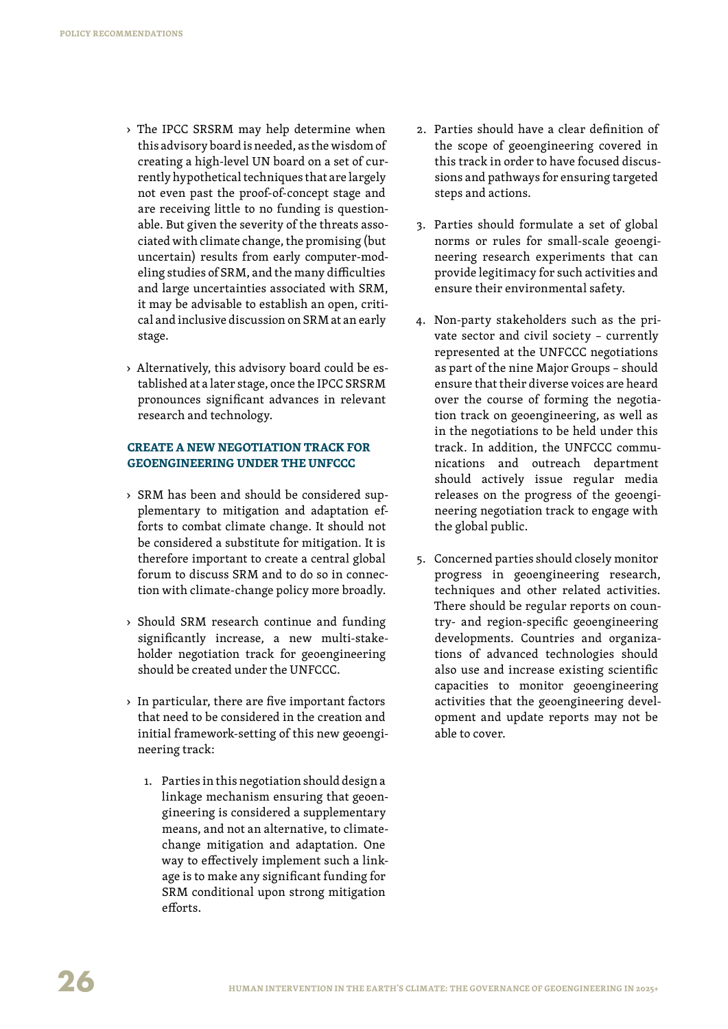- The IPCC SRSRM may help determine when this advisory board is needed, as the wisdom of creating a high-level UN board on a set of currently hypothetical techniques that are largely not even past the proof-of-concept stage and are receiving little to no funding is questionable. But given the severity of the threats associated with climate change, the promising (but uncertain) results from early computer-modeling studies of SRM, and the many difficulties and large uncertainties associated with SRM, it may be advisable to establish an open, critical and inclusive discussion on SRM at an early stage.

- Alternatively, this advisory board could be established at a later stage, once the IPCC SRSRM pronounces significant advances in relevant research and technology.

### CREATE A NEW NEGOTIATION TRACK FOR GEOENGINEERING UNDER THE UNFCCC

- SRM has been and should be considered supplementary to mitigation and adaptation efforts to combat climate change. It should not be considered a substitute for mitigation. It is therefore important to create a central global forum to discuss SRM and to do so in connection with climate-change policy more broadly.

- Should SRM research continue and funding significantly increase, a new multi-stakeholder negotiation track for geoengineering should be created under the UNFCCC.

- In particular, there are five important factors that need to be considered in the creation and initial framework-setting of this new geoengineering track:

  1. Parties in this negotiation should design a linkage mechanism ensuring that geoengineering is considered a supplementary means, and not an alternative, to climate-change mitigation and adaptation. One way to effectively implement such a linkage is to make any significant funding for SRM conditional upon strong mitigation efforts.

  2. Parties should have a clear definition of the scope of geoengineering covered in this track in order to have focused discussions and pathways for ensuring targeted steps and actions.

  3. Parties should formulate a set of global norms or rules for small-scale geoengineering research experiments that can provide legitimacy for such activities and ensure their environmental safety.

  4. Non-party stakeholders such as the private sector and civil society – currently represented at the UNFCCC negotiations as part of the nine Major Groups – should ensure that their diverse voices are heard over the course of forming the negotiation track on geoengineering, as well as in the negotiations to be held under this track. In addition, the UNFCCC communications and outreach department should actively issue regular media releases on the progress of the geoengineering negotiation track to engage with the global public.

  5. Concerned parties should closely monitor progress in geoengineering research, techniques and other related activities. There should be regular reports on country- and region-specific geoengineering developments. Countries and organizations of advanced technologies should also use and increase existing scientific capacities to monitor geoengineering activities that the geoengineering development and update reports may not be able to cover.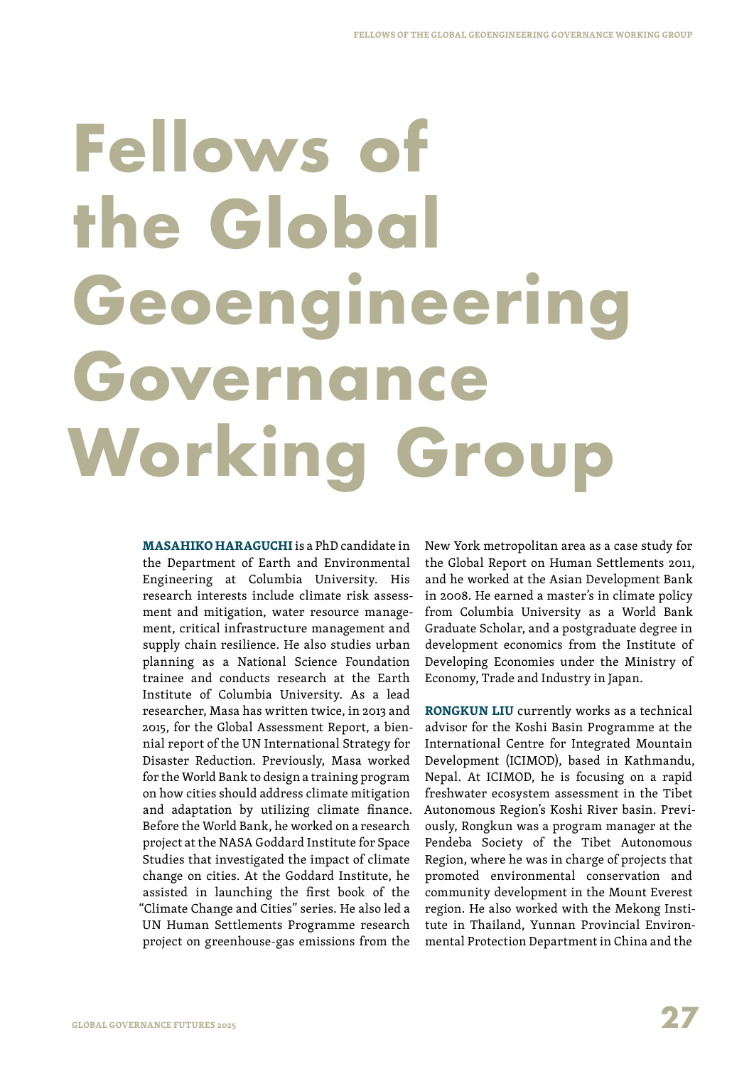# Fellows of the Global Geoengineering Governance Working Group

**MASAHIKO HARAGUCHI** is a PhD candidate in the Department of Earth and Environmental Engineering at Columbia University. His research interests include climate risk assessment and mitigation, water resource management, critical infrastructure management and supply chain resilience. He also studies urban planning as a National Science Foundation trainee and conducts research at the Earth Institute of Columbia University. As a lead researcher, Masa has written twice, in 2013 and 2015, for the Global Assessment Report, a biennial report of the UN International Strategy for Disaster Reduction. Previously, Masa worked for the World Bank to design a training program on how cities should address climate mitigation and adaptation by utilizing climate finance. Before the World Bank, he worked on a research project at the NASA Goddard Institute for Space Studies that investigated the impact of climate change on cities. At the Goddard Institute, he assisted in launching the first book of the "Climate Change and Cities" series. He also led a UN Human Settlements Programme research project on greenhouse-gas emissions from the New York metropolitan area as a case study for the Global Report on Human Settlements 2011, and he worked at the Asian Development Bank in 2008. He earned a master's in climate policy from Columbia University as a World Bank Graduate Scholar, and a postgraduate degree in development economics from the Institute of Developing Economies under the Ministry of Economy, Trade and Industry in Japan.

**RONGKUN LIU** currently works as a technical advisor for the Koshi Basin Programme at the International Centre for Integrated Mountain Development (ICIMOD), based in Kathmandu, Nepal. At ICIMOD, he is focusing on a rapid freshwater ecosystem assessment in the Tibet Autonomous Region's Koshi River basin. Previously, Rongkun was a program manager at the Pendeba Society of the Tibet Autonomous Region, where he was in charge of projects that promoted environmental conservation and community development in the Mount Everest region. He also worked with the Mekong Institute in Thailand, Yunnan Provincial Environmental Protection Department in China and the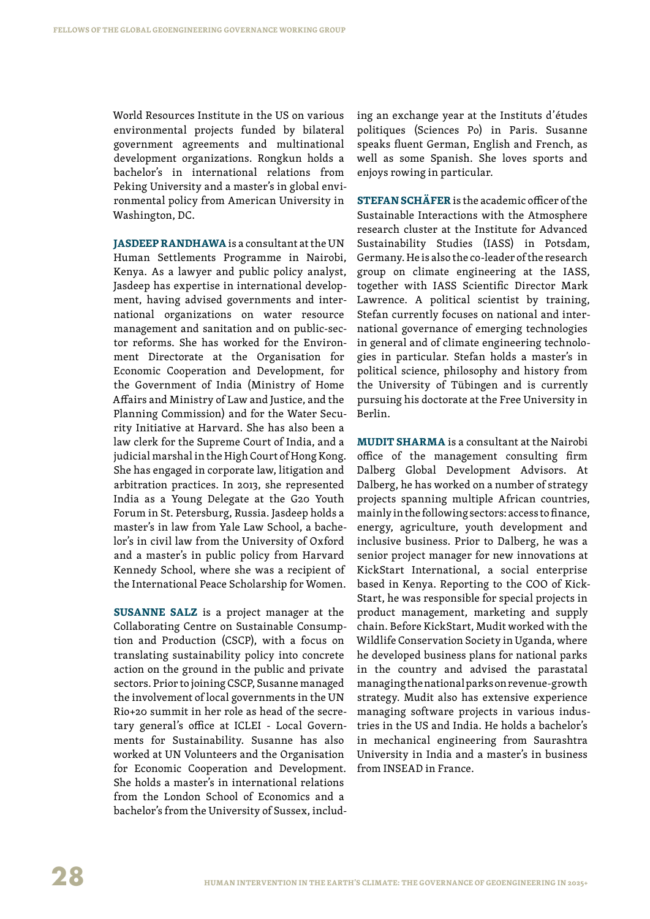World Resources Institute in the US on various environmental projects funded by bilateral government agreements and multinational development organizations. Rongkun holds a bachelor's in international relations from Peking University and a master's in global environmental policy from American University in Washington, DC.

**JASDEEP RANDHAWA** is a consultant at the UN Human Settlements Programme in Nairobi, Kenya. As a lawyer and public policy analyst, Jasdeep has expertise in international development, having advised governments and international organizations on water resource management and sanitation and on public-sector reforms. She has worked for the Environment Directorate at the Organisation for Economic Cooperation and Development, for the Government of India (Ministry of Home Affairs and Ministry of Law and Justice, and the Planning Commission) and for the Water Security Initiative at Harvard. She has also been a law clerk for the Supreme Court of India, and a judicial marshal in the High Court of Hong Kong. She has engaged in corporate law, litigation and arbitration practices. In 2013, she represented India as a Young Delegate at the G20 Youth Forum in St. Petersburg, Russia. Jasdeep holds a master's in law from Yale Law School, a bachelor's in civil law from the University of Oxford and a master's in public policy from Harvard Kennedy School, where she was a recipient of the International Peace Scholarship for Women.

**SUSANNE SALZ** is a project manager at the Collaborating Centre on Sustainable Consumption and Production (CSCP), with a focus on translating sustainability policy into concrete action on the ground in the public and private sectors. Prior to joining CSCP, Susanne managed the involvement of local governments in the UN Rio+20 summit in her role as head of the secretary general's office at ICLEI - Local Governments for Sustainability. Susanne has also worked at UN Volunteers and the Organisation for Economic Cooperation and Development. She holds a master's in international relations from the London School of Economics and a bachelor's from the University of Sussex, including an exchange year at the Instituts d'études politiques (Sciences Po) in Paris. Susanne speaks fluent German, English and French, as well as some Spanish. She loves sports and enjoys rowing in particular.

**STEFAN SCHÄFER** is the academic officer of the Sustainable Interactions with the Atmosphere research cluster at the Institute for Advanced Sustainability Studies (IASS) in Potsdam, Germany. He is also the co-leader of the research group on climate engineering at the IASS, together with IASS Scientific Director Mark Lawrence. A political scientist by training, Stefan currently focuses on national and international governance of emerging technologies in general and of climate engineering technologies in particular. Stefan holds a master's in political science, philosophy and history from the University of Tübingen and is currently pursuing his doctorate at the Free University in Berlin.

**MUDIT SHARMA** is a consultant at the Nairobi office of the management consulting firm Dalberg Global Development Advisors. At Dalberg, he has worked on a number of strategy projects spanning multiple African countries, mainly in the following sectors: access to finance, energy, agriculture, youth development and inclusive business. Prior to Dalberg, he was a senior project manager for new innovations at KickStart International, a social enterprise based in Kenya. Reporting to the COO of KickStart, he was responsible for special projects in product management, marketing and supply chain. Before KickStart, Mudit worked with the Wildlife Conservation Society in Uganda, where he developed business plans for national parks in the country and advised the parastatal managing the national parks on revenue-growth strategy. Mudit also has extensive experience managing software projects in various industries in the US and India. He holds a bachelor's in mechanical engineering from Saurashtra University in India and a master's in business from INSEAD in France.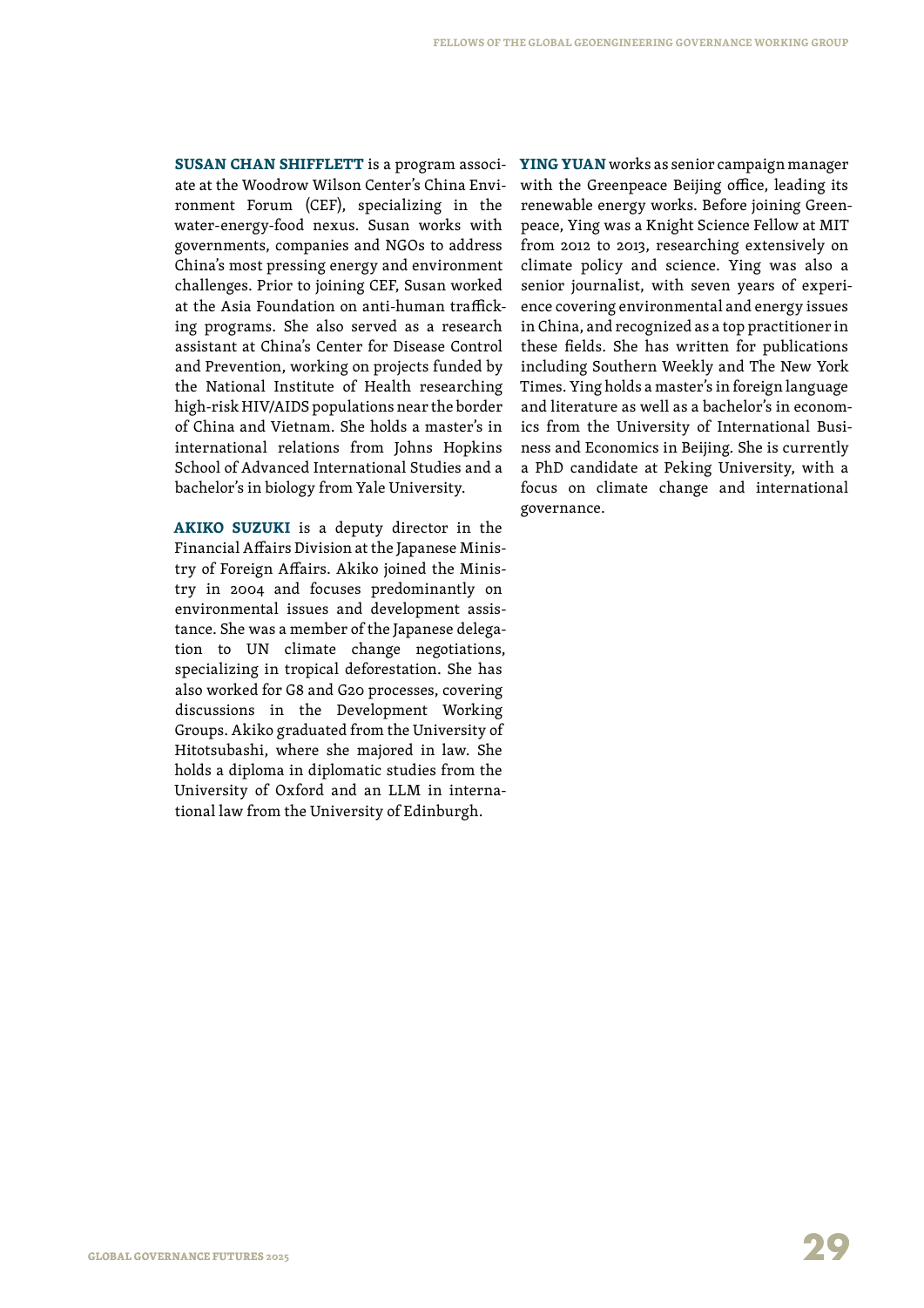**SUSAN CHAN SHIFFLETT** is a program associate at the Woodrow Wilson Center's China Environment Forum (CEF), specializing in the water-energy-food nexus. Susan works with governments, companies and NGOs to address China's most pressing energy and environment challenges. Prior to joining CEF, Susan worked at the Asia Foundation on anti-human trafficking programs. She also served as a research assistant at China's Center for Disease Control and Prevention, working on projects funded by the National Institute of Health researching high-risk HIV/AIDS populations near the border of China and Vietnam. She holds a master's in international relations from Johns Hopkins School of Advanced International Studies and a bachelor's in biology from Yale University.

**AKIKO SUZUKI** is a deputy director in the Financial Affairs Division at the Japanese Ministry of Foreign Affairs. Akiko joined the Ministry in 2004 and focuses predominantly on environmental issues and development assistance. She was a member of the Japanese delegation to UN climate change negotiations, specializing in tropical deforestation. She has also worked for G8 and G20 processes, covering discussions in the Development Working Groups. Akiko graduated from the University of Hitotsubashi, where she majored in law. She holds a diploma in diplomatic studies from the University of Oxford and an LLM in international law from the University of Edinburgh.

**YING YUAN** works as senior campaign manager with the Greenpeace Beijing office, leading its renewable energy works. Before joining Greenpeace, Ying was a Knight Science Fellow at MIT from 2012 to 2013, researching extensively on climate policy and science. Ying was also a senior journalist, with seven years of experience covering environmental and energy issues in China, and recognized as a top practitioner in these fields. She has written for publications including Southern Weekly and The New York Times. Ying holds a master's in foreign language and literature as well as a bachelor's in economics from the University of International Business and Economics in Beijing. She is currently a PhD candidate at Peking University, with a focus on climate change and international governance.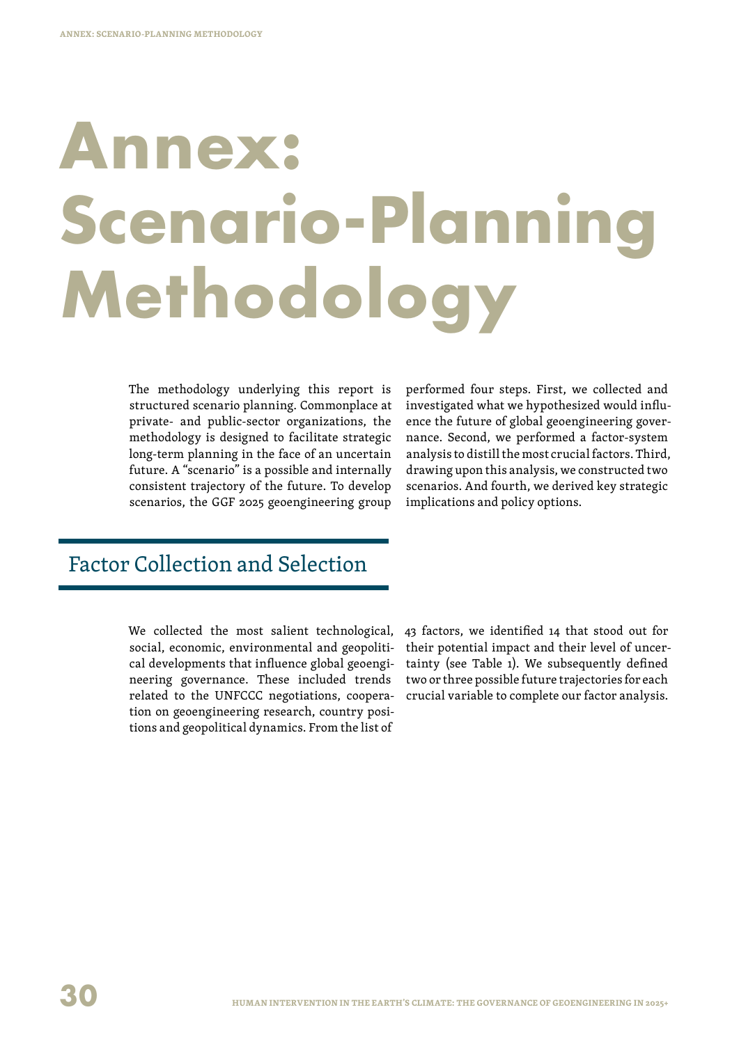# Annex: Scenario-Planning Methodology

The methodology underlying this report is structured scenario planning. Commonplace at private- and public-sector organizations, the methodology is designed to facilitate strategic long-term planning in the face of an uncertain future. A "scenario" is a possible and internally consistent trajectory of the future. To develop scenarios, the GGF 2025 geoengineering group performed four steps. First, we collected and investigated what we hypothesized would influence the future of global geoengineering governance. Second, we performed a factor-system analysis to distill the most crucial factors. Third, drawing upon this analysis, we constructed two scenarios. And fourth, we derived key strategic implications and policy options.

## Factor Collection and Selection

We collected the most salient technological, social, economic, environmental and geopolitical developments that influence global geoengineering governance. These included trends related to the UNFCCC negotiations, cooperation on geoengineering research, country positions and geopolitical dynamics. From the list of 43 factors, we identified 14 that stood out for their potential impact and their level of uncertainty (see Table 1). We subsequently defined two or three possible future trajectories for each crucial variable to complete our factor analysis.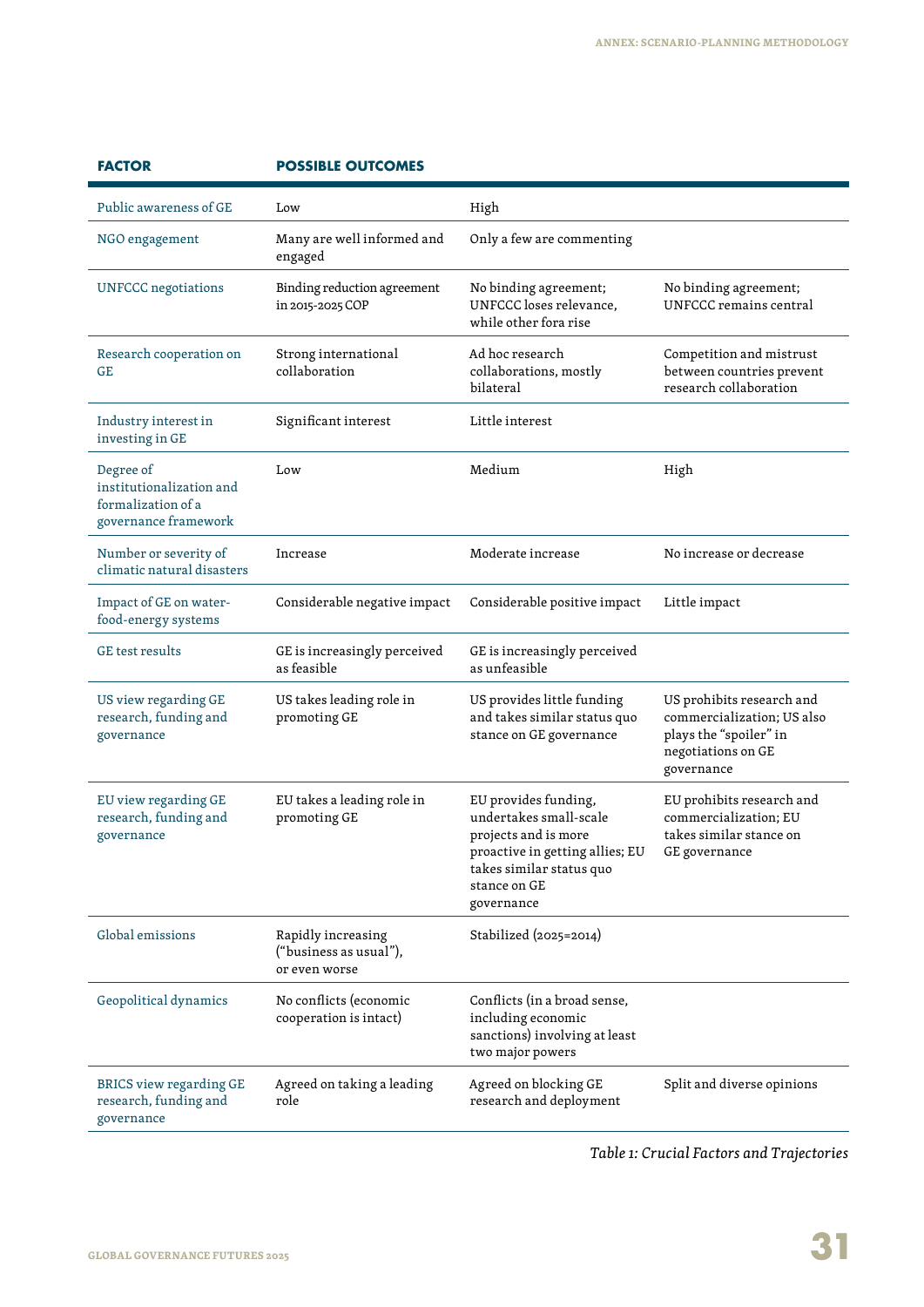| FACTOR | POSSIBLE OUTCOMES | | |
|---|---|---|---|
| Public awareness of GE | Low | High | |
| NGO engagement | Many are well informed and engaged | Only a few are commenting | |
| UNFCCC negotiations | Binding reduction agreement in 2015-2025 COP | No binding agreement; UNFCCC loses relevance, while other fora rise | No binding agreement; UNFCCC remains central |
| Research cooperation on GE | Strong international collaboration | Ad hoc research collaborations, mostly bilateral | Competition and mistrust between countries prevent research collaboration |
| Industry interest in investing in GE | Significant interest | Little interest | |
| Degree of institutionalization and formalization of a governance framework | Low | Medium | High |
| Number or severity of climatic natural disasters | Increase | Moderate increase | No increase or decrease |
| Impact of GE on water-food-energy systems | Considerable negative impact | Considerable positive impact | Little impact |
| GE test results | GE is increasingly perceived as feasible | GE is increasingly perceived as unfeasible | |
| US view regarding GE research, funding and governance | US takes leading role in promoting GE | US provides little funding and takes similar status quo stance on GE governance | US prohibits research and commercialization; US also plays the "spoiler" in negotiations on GE governance |
| EU view regarding GE research, funding and governance | EU takes a leading role in promoting GE | EU provides funding, undertakes small-scale projects and is more proactive in getting allies; EU takes similar status quo stance on GE governance | EU prohibits research and commercialization; EU takes similar stance on GE governance |
| Global emissions | Rapidly increasing ("business as usual"), or even worse | Stabilized (2025=2014) | |
| Geopolitical dynamics | No conflicts (economic cooperation is intact) | Conflicts (in a broad sense, including economic sanctions) involving at least two major powers | |
| BRICS view regarding GE research, funding and governance | Agreed on taking a leading role | Agreed on blocking GE research and deployment | Split and diverse opinions |

*Table 1: Crucial Factors and Trajectories*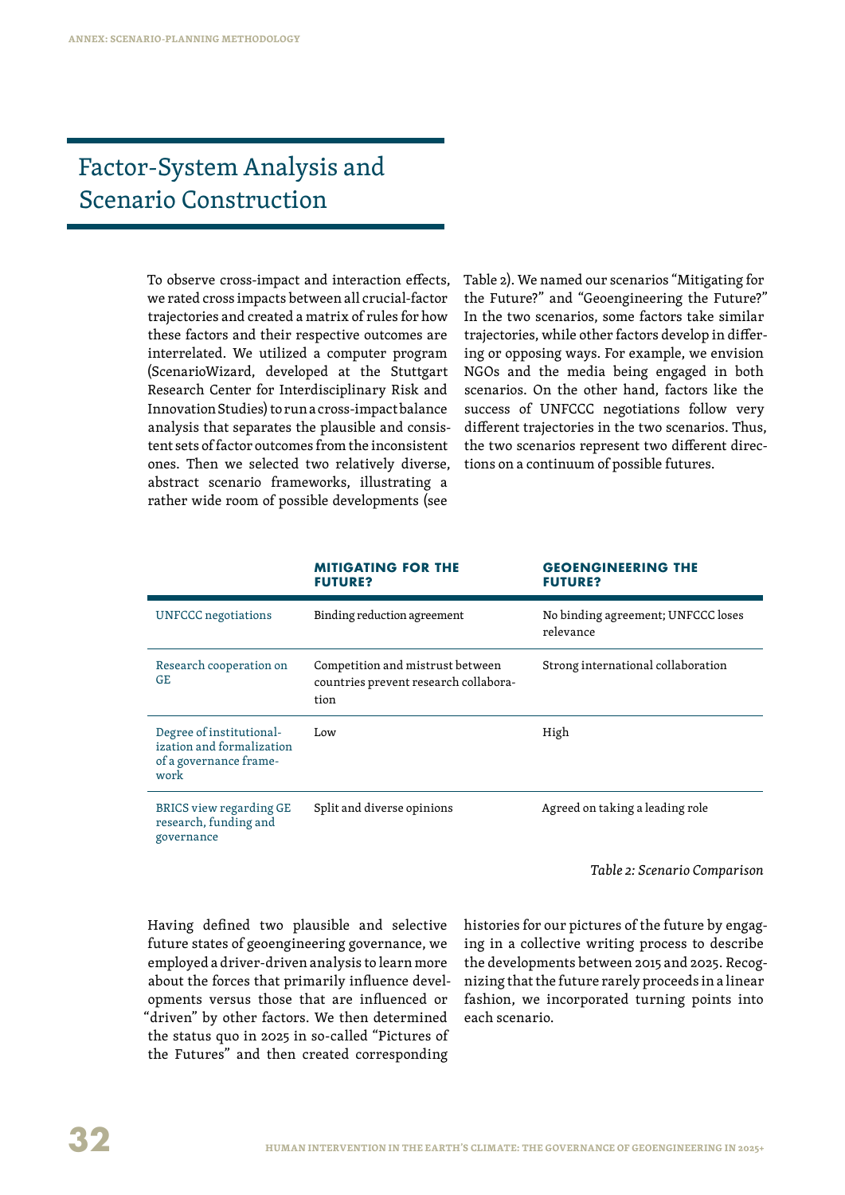# Factor-System Analysis and Scenario Construction

To observe cross-impact and interaction effects, we rated cross impacts between all crucial-factor trajectories and created a matrix of rules for how these factors and their respective outcomes are interrelated. We utilized a computer program (ScenarioWizard, developed at the Stuttgart Research Center for Interdisciplinary Risk and Innovation Studies) to run a cross-impact balance analysis that separates the plausible and consistent sets of factor outcomes from the inconsistent ones. Then we selected two relatively diverse, abstract scenario frameworks, illustrating a rather wide room of possible developments (see Table 2). We named our scenarios "Mitigating for the Future?" and "Geoengineering the Future?" In the two scenarios, some factors take similar trajectories, while other factors develop in differing or opposing ways. For example, we envision NGOs and the media being engaged in both scenarios. On the other hand, factors like the success of UNFCCC negotiations follow very different trajectories in the two scenarios. Thus, the two scenarios represent two different directions on a continuum of possible futures.

| | MITIGATING FOR THE FUTURE? | GEOENGINEERING THE FUTURE? |
|---|---|---|
| UNFCCC negotiations | Binding reduction agreement | No binding agreement; UNFCCC loses relevance |
| Research cooperation on GE | Competition and mistrust between countries prevent research collaboration | Strong international collaboration |
| Degree of institutionalization and formalization of a governance framework | Low | High |
| BRICS view regarding GE research, funding and governance | Split and diverse opinions | Agreed on taking a leading role |

*Table 2: Scenario Comparison*

Having defined two plausible and selective future states of geoengineering governance, we employed a driver-driven analysis to learn more about the forces that primarily influence developments versus those that are influenced or "driven" by other factors. We then determined the status quo in 2025 in so-called "Pictures of the Futures" and then created corresponding histories for our pictures of the future by engaging in a collective writing process to describe the developments between 2015 and 2025. Recognizing that the future rarely proceeds in a linear fashion, we incorporated turning points into each scenario.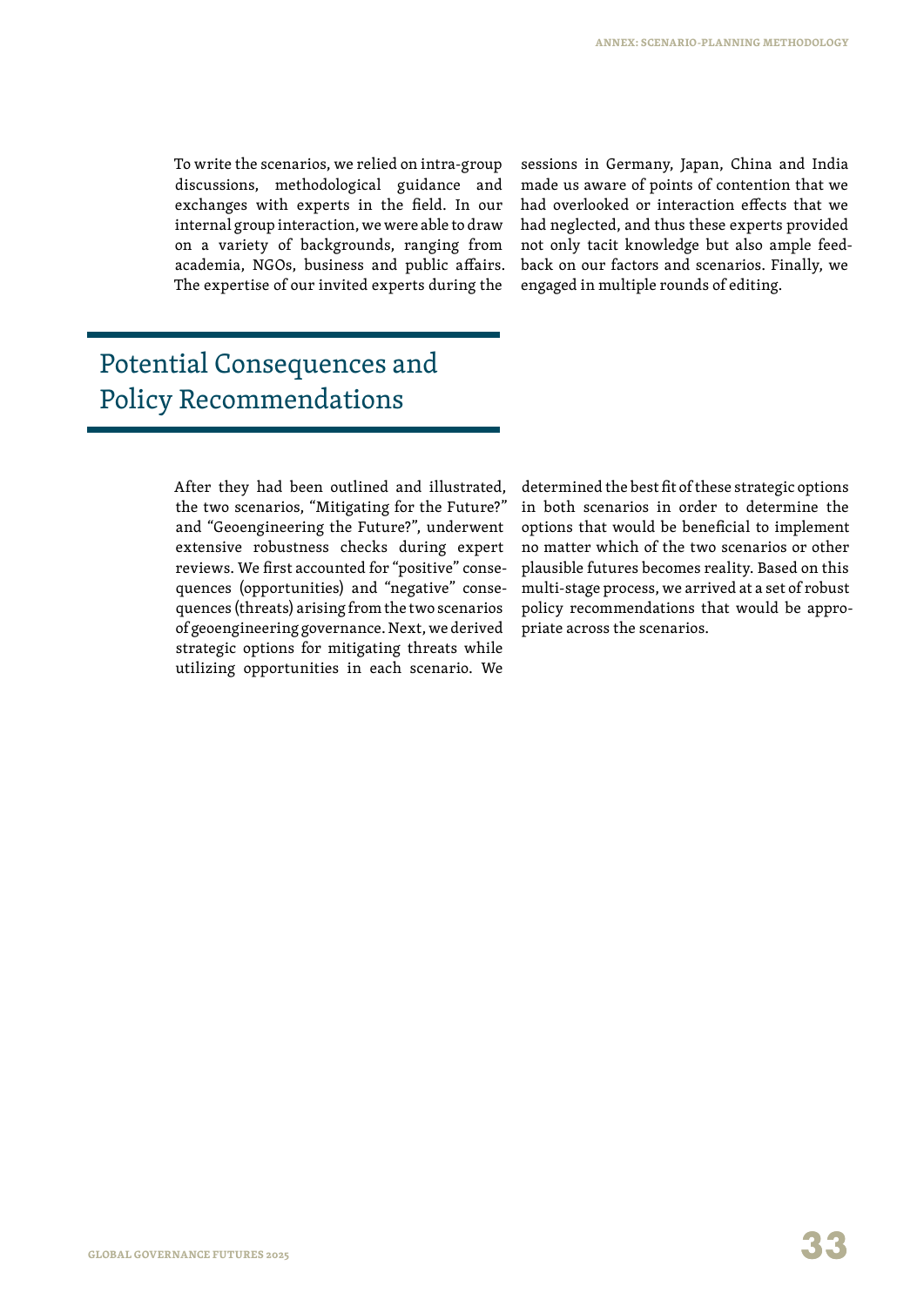To write the scenarios, we relied on intra-group discussions, methodological guidance and exchanges with experts in the field. In our internal group interaction, we were able to draw on a variety of backgrounds, ranging from academia, NGOs, business and public affairs. The expertise of our invited experts during the sessions in Germany, Japan, China and India made us aware of points of contention that we had overlooked or interaction effects that we had neglected, and thus these experts provided not only tacit knowledge but also ample feedback on our factors and scenarios. Finally, we engaged in multiple rounds of editing.

## Potential Consequences and Policy Recommendations

After they had been outlined and illustrated, the two scenarios, "Mitigating for the Future?" and "Geoengineering the Future?", underwent extensive robustness checks during expert reviews. We first accounted for "positive" consequences (opportunities) and "negative" consequences (threats) arising from the two scenarios of geoengineering governance. Next, we derived strategic options for mitigating threats while utilizing opportunities in each scenario. We determined the best fit of these strategic options in both scenarios in order to determine the options that would be beneficial to implement no matter which of the two scenarios or other plausible futures becomes reality. Based on this multi-stage process, we arrived at a set of robust policy recommendations that would be appropriate across the scenarios.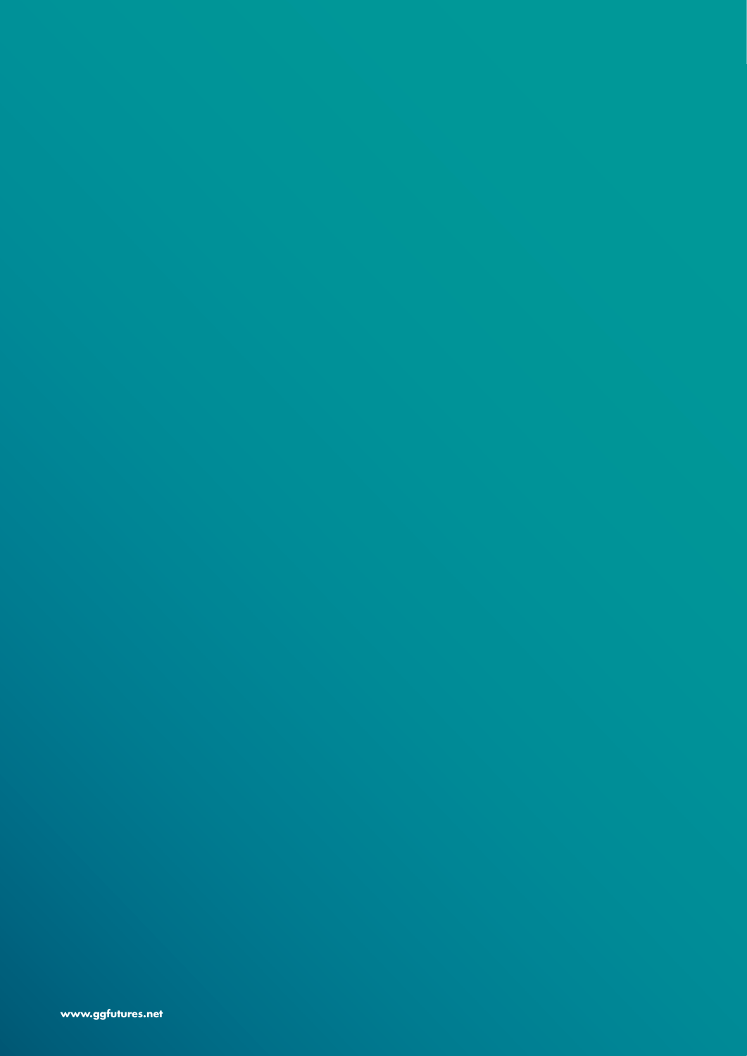www.ggfutures.net